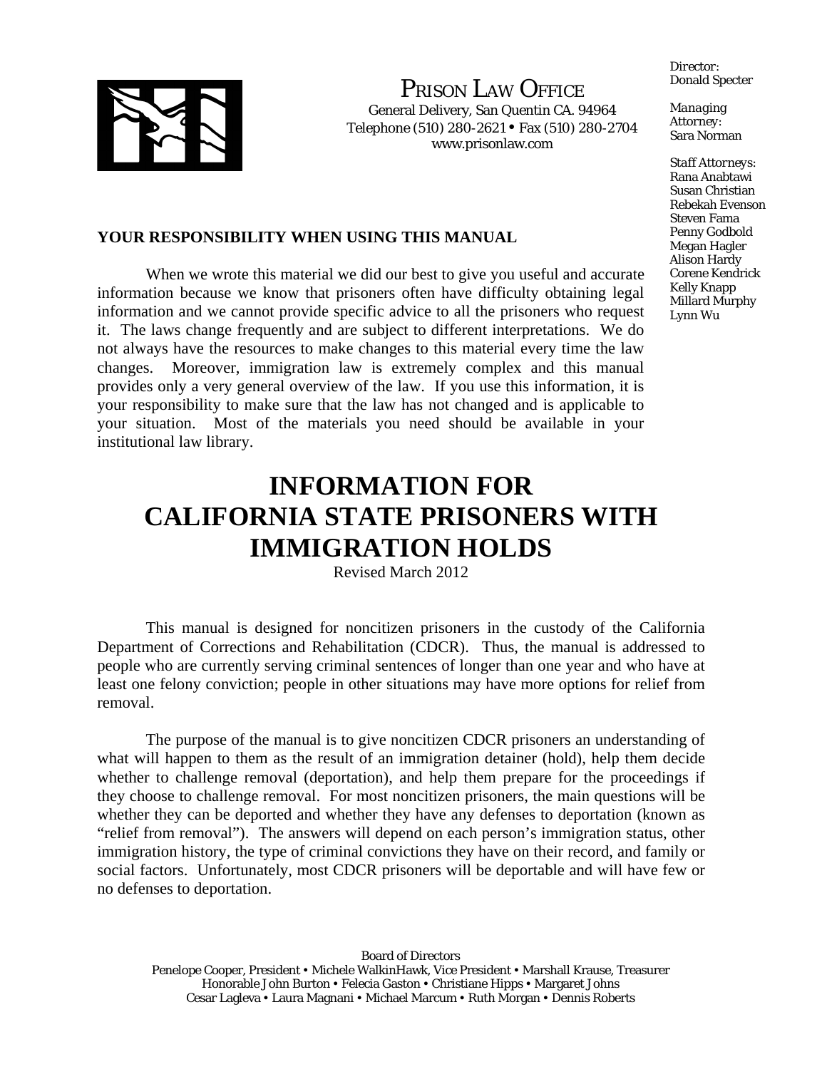PRISON LAW OFFICE
General Delivery, San Quentin CA. 94964
Telephone (510) 280-2621 • Fax (510) 280-2704
www.prisonlaw.com

*Director:*
Donald Specter

*Managing Attorney:*
Sara Norman

*Staff Attorneys:*
Rana Anabtawi
Susan Christian
Rebekah Evenson
Steven Fama
Penny Godbold
Megan Hagler
Alison Hardy
Corene Kendrick
Kelly Knapp
Millard Murphy
Lynn Wu

**YOUR RESPONSIBILITY WHEN USING THIS MANUAL**

When we wrote this material we did our best to give you useful and accurate information because we know that prisoners often have difficulty obtaining legal information and we cannot provide specific advice to all the prisoners who request it. The laws change frequently and are subject to different interpretations. We do not always have the resources to make changes to this material every time the law changes. Moreover, immigration law is extremely complex and this manual provides only a very general overview of the law. If you use this information, it is your responsibility to make sure that the law has not changed and is applicable to your situation. Most of the materials you need should be available in your institutional law library.

# INFORMATION FOR CALIFORNIA STATE PRISONERS WITH IMMIGRATION HOLDS

Revised March 2012

This manual is designed for noncitizen prisoners in the custody of the California Department of Corrections and Rehabilitation (CDCR). Thus, the manual is addressed to people who are currently serving criminal sentences of longer than one year and who have at least one felony conviction; people in other situations may have more options for relief from removal.

The purpose of the manual is to give noncitizen CDCR prisoners an understanding of what will happen to them as the result of an immigration detainer (hold), help them decide whether to challenge removal (deportation), and help them prepare for the proceedings if they choose to challenge removal. For most noncitizen prisoners, the main questions will be whether they can be deported and whether they have any defenses to deportation (known as "relief from removal"). The answers will depend on each person's immigration status, other immigration history, the type of criminal convictions they have on their record, and family or social factors. Unfortunately, most CDCR prisoners will be deportable and will have few or no defenses to deportation.

Board of Directors
Penelope Cooper, President • Michele WalkinHawk, Vice President • Marshall Krause, Treasurer
Honorable John Burton • Felecia Gaston • Christiane Hipps • Margaret Johns
Cesar Lagleva • Laura Magnani • Michael Marcum • Ruth Morgan • Dennis Roberts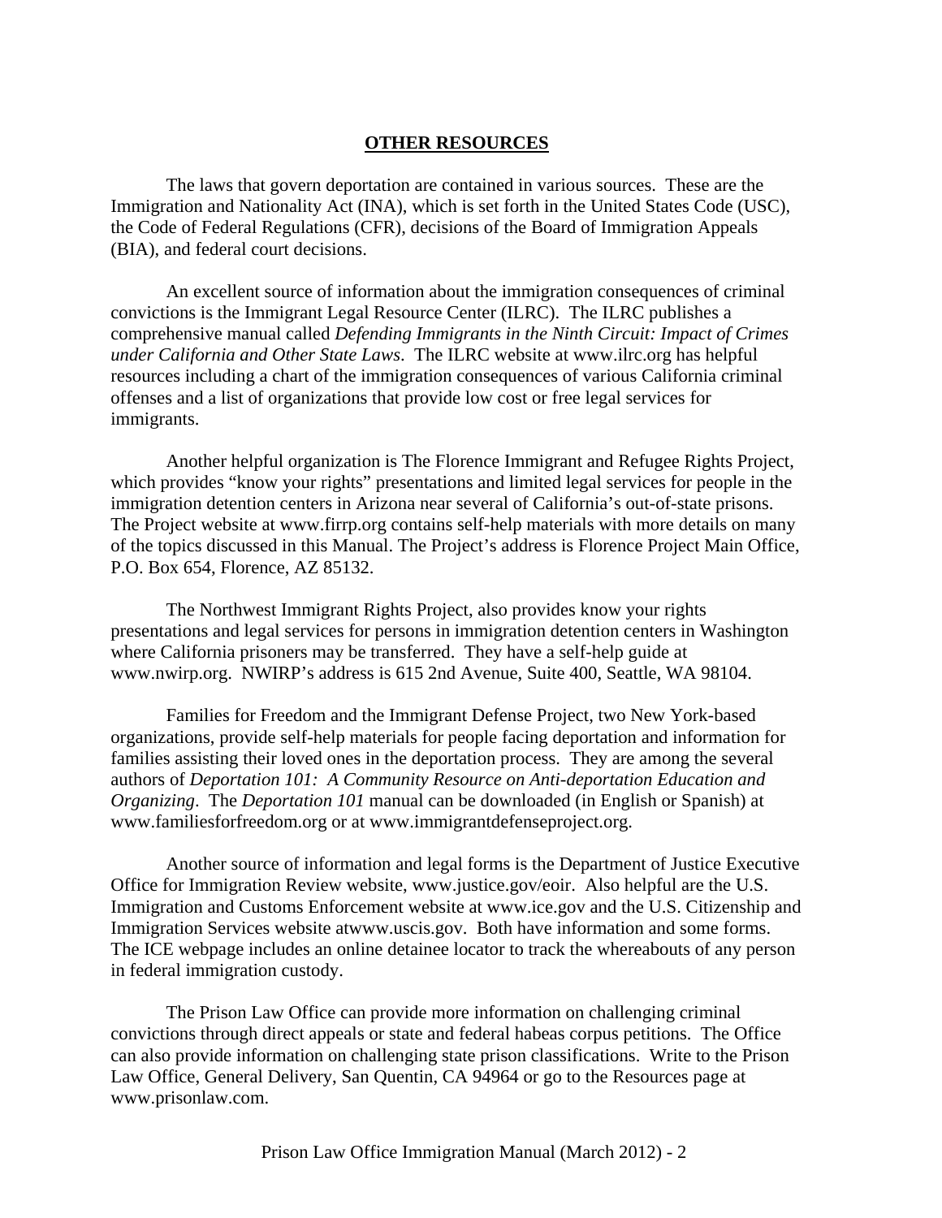## OTHER RESOURCES

The laws that govern deportation are contained in various sources. These are the Immigration and Nationality Act (INA), which is set forth in the United States Code (USC), the Code of Federal Regulations (CFR), decisions of the Board of Immigration Appeals (BIA), and federal court decisions.

An excellent source of information about the immigration consequences of criminal convictions is the Immigrant Legal Resource Center (ILRC). The ILRC publishes a comprehensive manual called *Defending Immigrants in the Ninth Circuit: Impact of Crimes under California and Other State Laws*. The ILRC website at www.ilrc.org has helpful resources including a chart of the immigration consequences of various California criminal offenses and a list of organizations that provide low cost or free legal services for immigrants.

Another helpful organization is The Florence Immigrant and Refugee Rights Project, which provides "know your rights" presentations and limited legal services for people in the immigration detention centers in Arizona near several of California's out-of-state prisons. The Project website at www.firrp.org contains self-help materials with more details on many of the topics discussed in this Manual. The Project's address is Florence Project Main Office, P.O. Box 654, Florence, AZ 85132.

The Northwest Immigrant Rights Project, also provides know your rights presentations and legal services for persons in immigration detention centers in Washington where California prisoners may be transferred. They have a self-help guide at www.nwirp.org. NWIRP's address is 615 2nd Avenue, Suite 400, Seattle, WA 98104.

Families for Freedom and the Immigrant Defense Project, two New York-based organizations, provide self-help materials for people facing deportation and information for families assisting their loved ones in the deportation process. They are among the several authors of *Deportation 101: A Community Resource on Anti-deportation Education and Organizing*. The *Deportation 101* manual can be downloaded (in English or Spanish) at www.familiesforfreedom.org or at www.immigrantdefenseproject.org.

Another source of information and legal forms is the Department of Justice Executive Office for Immigration Review website, www.justice.gov/eoir. Also helpful are the U.S. Immigration and Customs Enforcement website at www.ice.gov and the U.S. Citizenship and Immigration Services website atwww.uscis.gov. Both have information and some forms. The ICE webpage includes an online detainee locator to track the whereabouts of any person in federal immigration custody.

The Prison Law Office can provide more information on challenging criminal convictions through direct appeals or state and federal habeas corpus petitions. The Office can also provide information on challenging state prison classifications. Write to the Prison Law Office, General Delivery, San Quentin, CA 94964 or go to the Resources page at www.prisonlaw.com.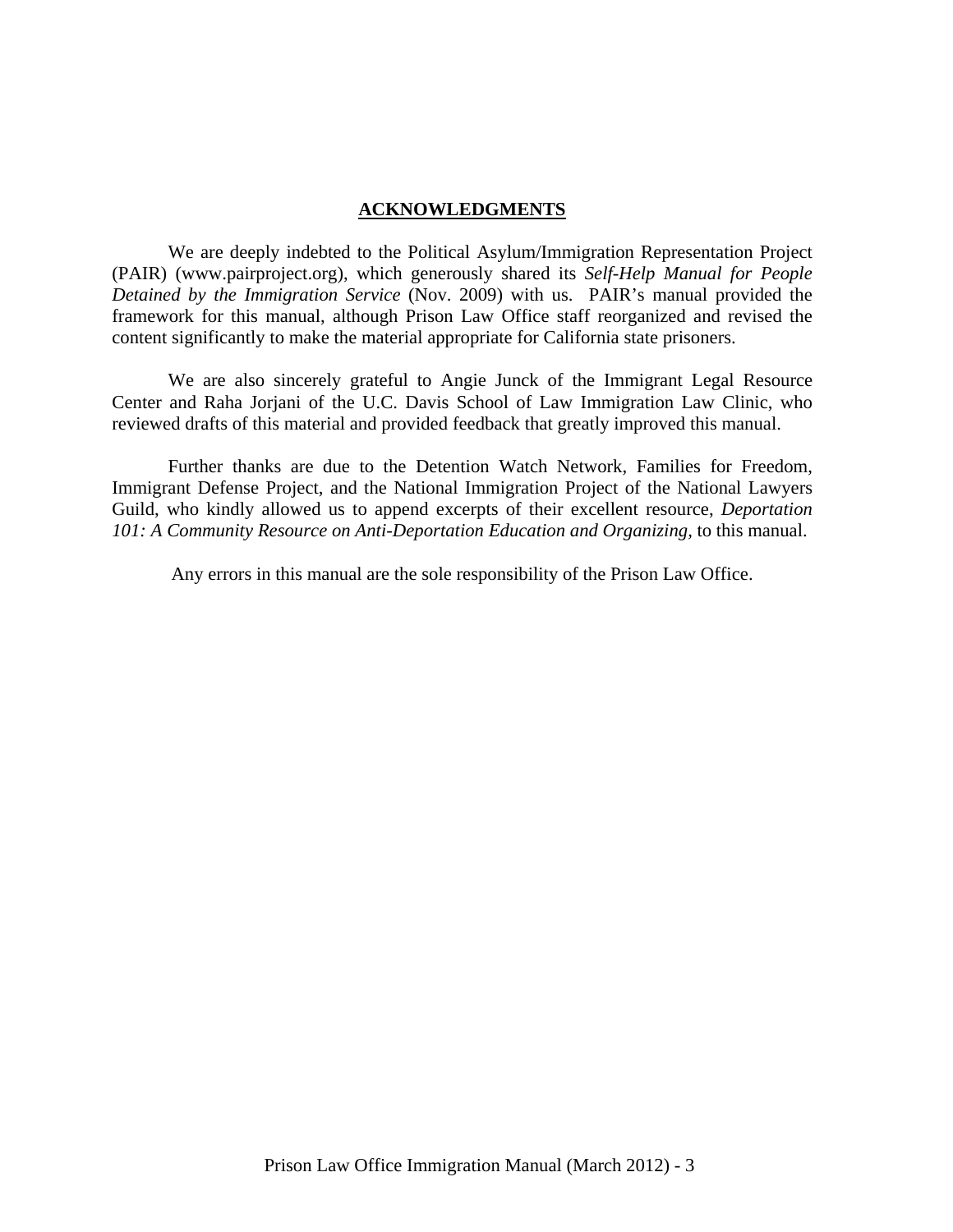## ACKNOWLEDGMENTS

We are deeply indebted to the Political Asylum/Immigration Representation Project (PAIR) (www.pairproject.org), which generously shared its *Self-Help Manual for People Detained by the Immigration Service* (Nov. 2009) with us. PAIR's manual provided the framework for this manual, although Prison Law Office staff reorganized and revised the content significantly to make the material appropriate for California state prisoners.

We are also sincerely grateful to Angie Junck of the Immigrant Legal Resource Center and Raha Jorjani of the U.C. Davis School of Law Immigration Law Clinic, who reviewed drafts of this material and provided feedback that greatly improved this manual.

Further thanks are due to the Detention Watch Network, Families for Freedom, Immigrant Defense Project, and the National Immigration Project of the National Lawyers Guild, who kindly allowed us to append excerpts of their excellent resource, *Deportation 101: A Community Resource on Anti-Deportation Education and Organizing*, to this manual.

Any errors in this manual are the sole responsibility of the Prison Law Office.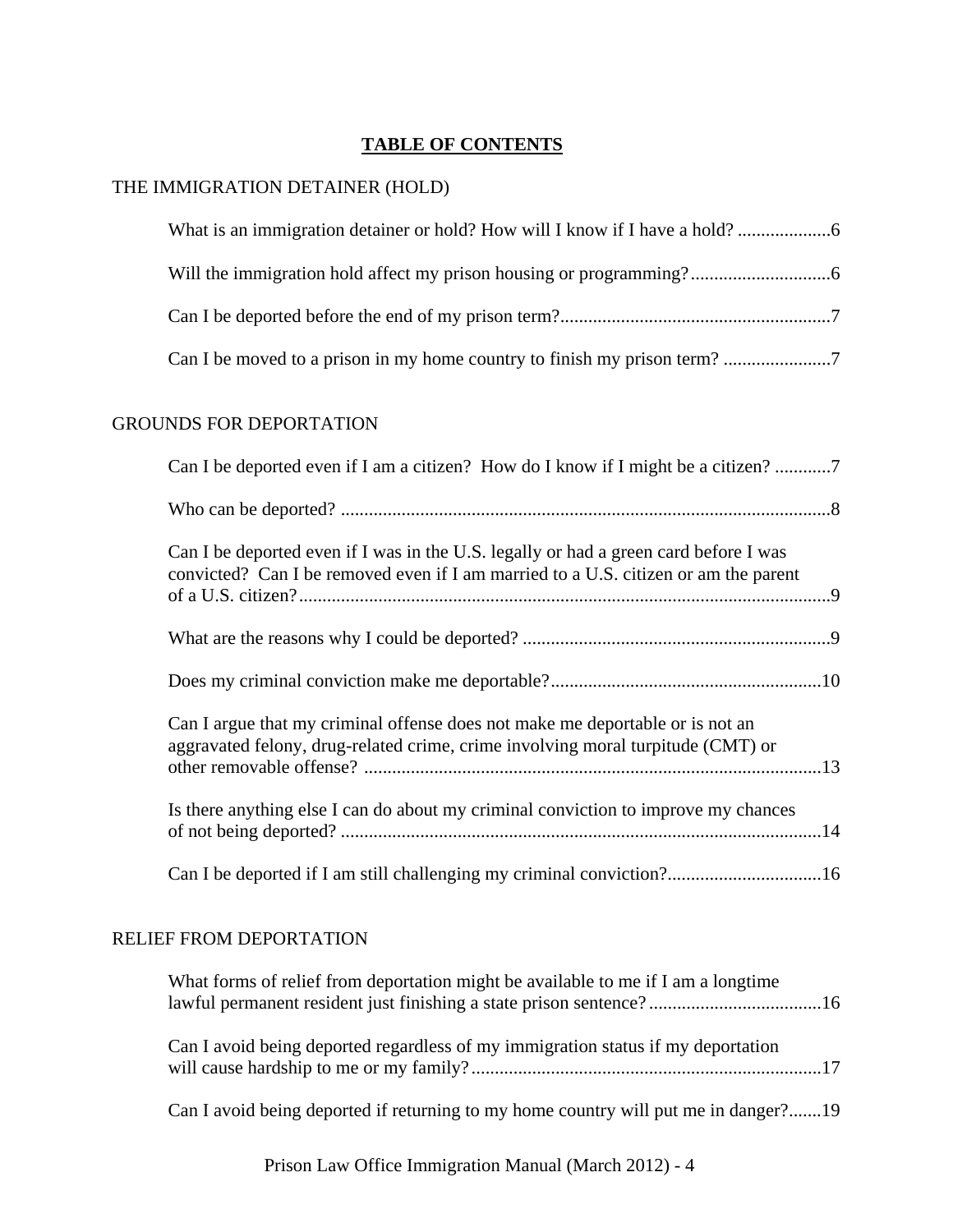# TABLE OF CONTENTS

## THE IMMIGRATION DETAINER (HOLD)

What is an immigration detainer or hold? How will I know if I have a hold? ....................6

Will the immigration hold affect my prison housing or programming? ..............................6

Can I be deported before the end of my prison term? ..........................................................7

Can I be moved to a prison in my home country to finish my prison term? .......................7

## GROUNDS FOR DEPORTATION

Can I be deported even if I am a citizen? How do I know if I might be a citizen? ............7

Who can be deported? .........................................................................................................8

Can I be deported even if I was in the U.S. legally or had a green card before I was convicted? Can I be removed even if I am married to a U.S. citizen or am the parent of a U.S. citizen? ..................................................................................................................9

What are the reasons why I could be deported? ..................................................................9

Does my criminal conviction make me deportable? ..........................................................10

Can I argue that my criminal offense does not make me deportable or is not an aggravated felony, drug-related crime, crime involving moral turpitude (CMT) or other removable offense? ..................................................................................................13

Is there anything else I can do about my criminal conviction to improve my chances of not being deported? .......................................................................................................14

Can I be deported if I am still challenging my criminal conviction? .................................16

## RELIEF FROM DEPORTATION

What forms of relief from deportation might be available to me if I am a longtime lawful permanent resident just finishing a state prison sentence? .....................................16

Can I avoid being deported regardless of my immigration status if my deportation will cause hardship to me or my family? ...........................................................................17

Can I avoid being deported if returning to my home country will put me in danger? .......19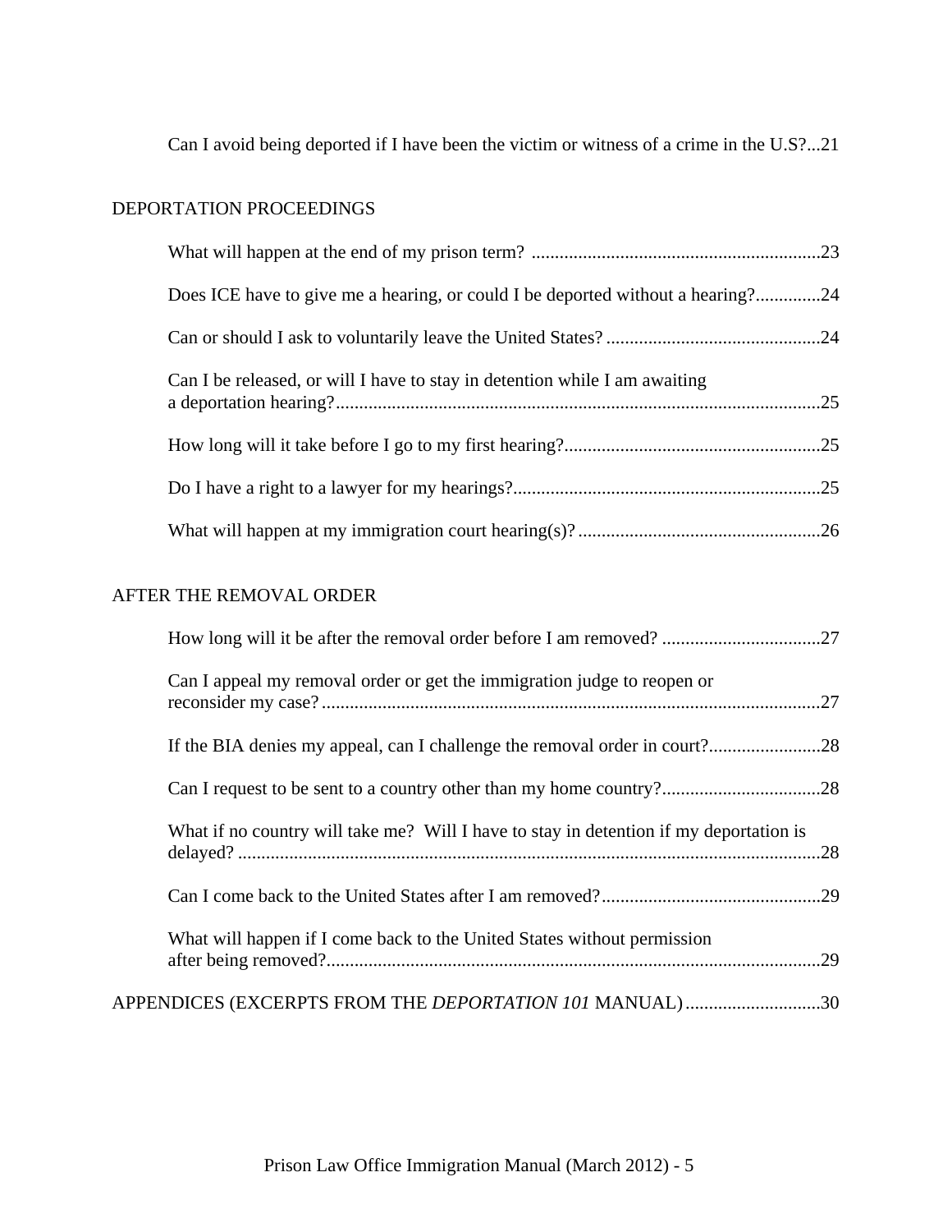Can I avoid being deported if I have been the victim or witness of a crime in the U.S? ...21

DEPORTATION PROCEEDINGS

What will happen at the end of my prison term? ....23

Does ICE have to give me a hearing, or could I be deported without a hearing? ....24

Can or should I ask to voluntarily leave the United States? ....24

Can I be released, or will I have to stay in detention while I am awaiting a deportation hearing? ....25

How long will it take before I go to my first hearing? ....25

Do I have a right to a lawyer for my hearings? ....25

What will happen at my immigration court hearing(s)? ....26

AFTER THE REMOVAL ORDER

How long will it be after the removal order before I am removed? ....27

Can I appeal my removal order or get the immigration judge to reopen or reconsider my case? ....27

If the BIA denies my appeal, can I challenge the removal order in court? ....28

Can I request to be sent to a country other than my home country? ....28

What if no country will take me? Will I have to stay in detention if my deportation is delayed? ....28

Can I come back to the United States after I am removed? ....29

What will happen if I come back to the United States without permission after being removed? ....29

APPENDICES (EXCERPTS FROM THE *DEPORTATION 101* MANUAL) ....30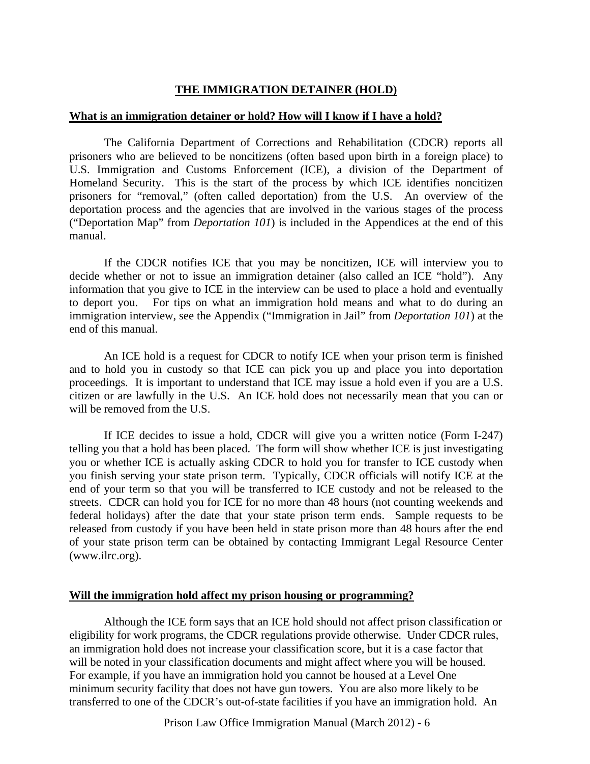## THE IMMIGRATION DETAINER (HOLD)

### What is an immigration detainer or hold? How will I know if I have a hold?

The California Department of Corrections and Rehabilitation (CDCR) reports all prisoners who are believed to be noncitizens (often based upon birth in a foreign place) to U.S. Immigration and Customs Enforcement (ICE), a division of the Department of Homeland Security. This is the start of the process by which ICE identifies noncitizen prisoners for "removal," (often called deportation) from the U.S. An overview of the deportation process and the agencies that are involved in the various stages of the process ("Deportation Map" from *Deportation 101*) is included in the Appendices at the end of this manual.

If the CDCR notifies ICE that you may be noncitizen, ICE will interview you to decide whether or not to issue an immigration detainer (also called an ICE "hold"). Any information that you give to ICE in the interview can be used to place a hold and eventually to deport you. For tips on what an immigration hold means and what to do during an immigration interview, see the Appendix ("Immigration in Jail" from *Deportation 101*) at the end of this manual.

An ICE hold is a request for CDCR to notify ICE when your prison term is finished and to hold you in custody so that ICE can pick you up and place you into deportation proceedings. It is important to understand that ICE may issue a hold even if you are a U.S. citizen or are lawfully in the U.S. An ICE hold does not necessarily mean that you can or will be removed from the U.S.

If ICE decides to issue a hold, CDCR will give you a written notice (Form I-247) telling you that a hold has been placed. The form will show whether ICE is just investigating you or whether ICE is actually asking CDCR to hold you for transfer to ICE custody when you finish serving your state prison term. Typically, CDCR officials will notify ICE at the end of your term so that you will be transferred to ICE custody and not be released to the streets. CDCR can hold you for ICE for no more than 48 hours (not counting weekends and federal holidays) after the date that your state prison term ends. Sample requests to be released from custody if you have been held in state prison more than 48 hours after the end of your state prison term can be obtained by contacting Immigrant Legal Resource Center (www.ilrc.org).

### Will the immigration hold affect my prison housing or programming?

Although the ICE form says that an ICE hold should not affect prison classification or eligibility for work programs, the CDCR regulations provide otherwise. Under CDCR rules, an immigration hold does not increase your classification score, but it is a case factor that will be noted in your classification documents and might affect where you will be housed. For example, if you have an immigration hold you cannot be housed at a Level One minimum security facility that does not have gun towers. You are also more likely to be transferred to one of the CDCR's out-of-state facilities if you have an immigration hold. An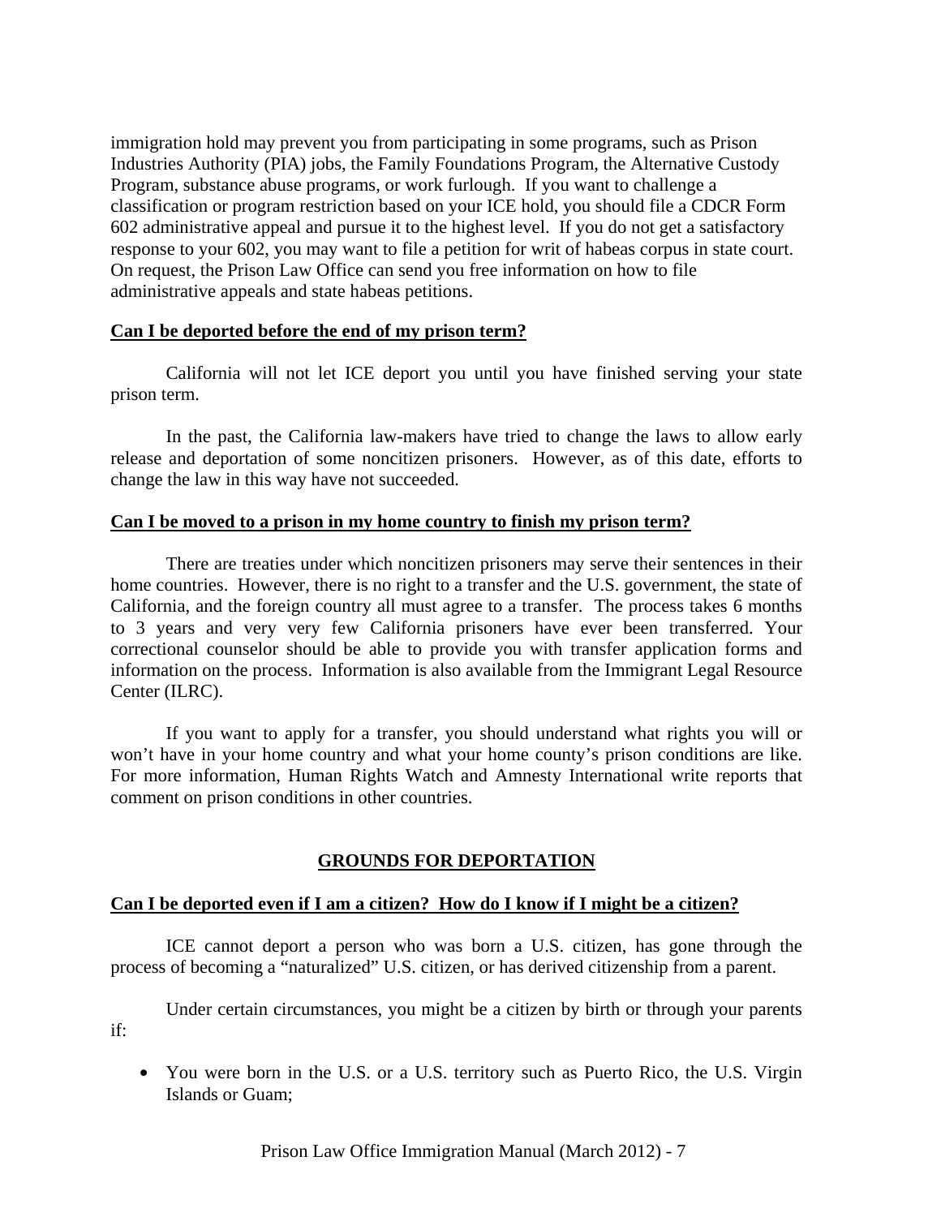immigration hold may prevent you from participating in some programs, such as Prison Industries Authority (PIA) jobs, the Family Foundations Program, the Alternative Custody Program, substance abuse programs, or work furlough. If you want to challenge a classification or program restriction based on your ICE hold, you should file a CDCR Form 602 administrative appeal and pursue it to the highest level. If you do not get a satisfactory response to your 602, you may want to file a petition for writ of habeas corpus in state court. On request, the Prison Law Office can send you free information on how to file administrative appeals and state habeas petitions.

**Can I be deported before the end of my prison term?**

California will not let ICE deport you until you have finished serving your state prison term.

In the past, the California law-makers have tried to change the laws to allow early release and deportation of some noncitizen prisoners. However, as of this date, efforts to change the law in this way have not succeeded.

**Can I be moved to a prison in my home country to finish my prison term?**

There are treaties under which noncitizen prisoners may serve their sentences in their home countries. However, there is no right to a transfer and the U.S. government, the state of California, and the foreign country all must agree to a transfer. The process takes 6 months to 3 years and very very few California prisoners have ever been transferred. Your correctional counselor should be able to provide you with transfer application forms and information on the process. Information is also available from the Immigrant Legal Resource Center (ILRC).

If you want to apply for a transfer, you should understand what rights you will or won't have in your home country and what your home county's prison conditions are like. For more information, Human Rights Watch and Amnesty International write reports that comment on prison conditions in other countries.

## GROUNDS FOR DEPORTATION

**Can I be deported even if I am a citizen? How do I know if I might be a citizen?**

ICE cannot deport a person who was born a U.S. citizen, has gone through the process of becoming a "naturalized" U.S. citizen, or has derived citizenship from a parent.

Under certain circumstances, you might be a citizen by birth or through your parents if:

- You were born in the U.S. or a U.S. territory such as Puerto Rico, the U.S. Virgin Islands or Guam;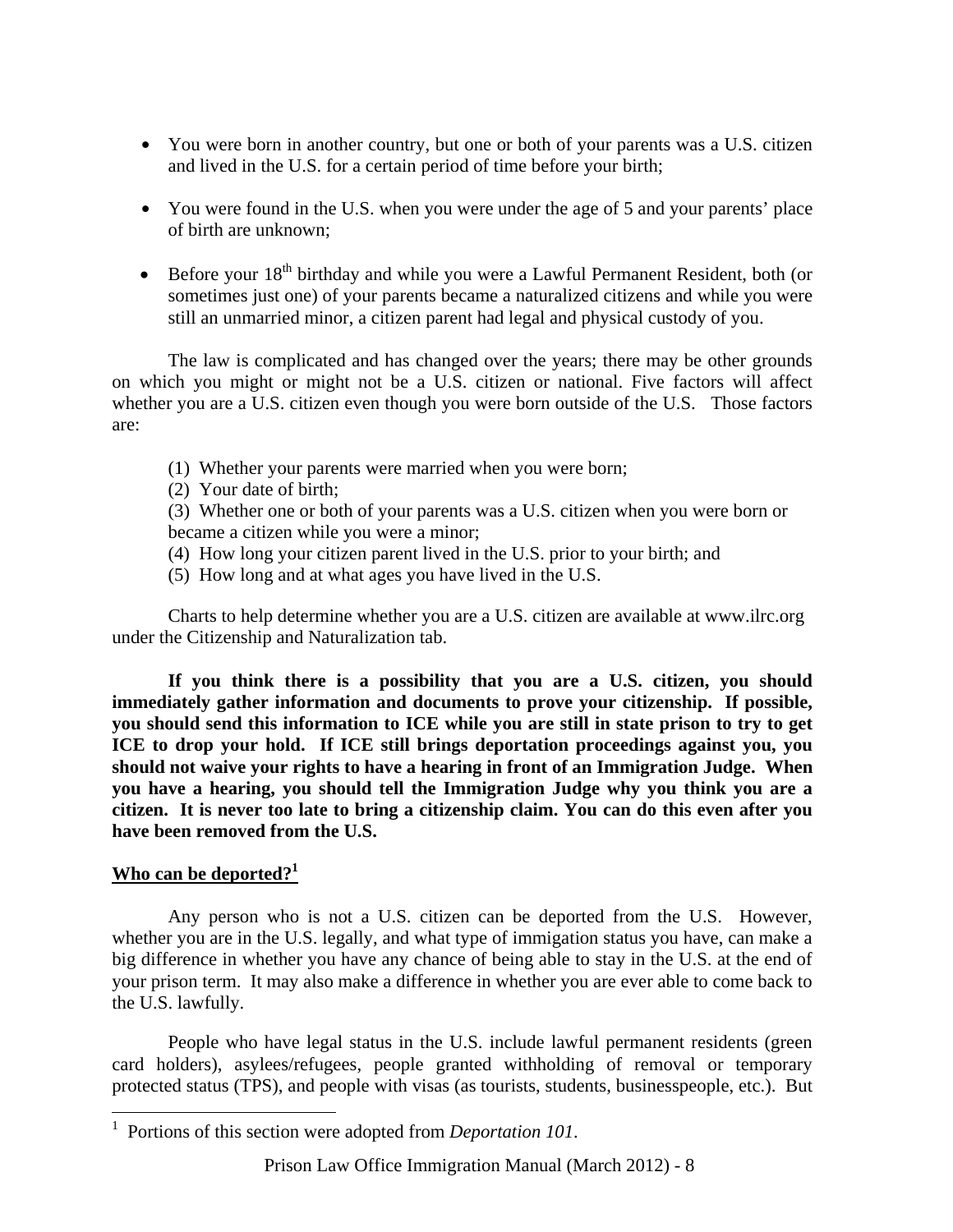- You were born in another country, but one or both of your parents was a U.S. citizen and lived in the U.S. for a certain period of time before your birth;
- You were found in the U.S. when you were under the age of 5 and your parents' place of birth are unknown;
- Before your 18th birthday and while you were a Lawful Permanent Resident, both (or sometimes just one) of your parents became a naturalized citizens and while you were still an unmarried minor, a citizen parent had legal and physical custody of you.

The law is complicated and has changed over the years; there may be other grounds on which you might or might not be a U.S. citizen or national. Five factors will affect whether you are a U.S. citizen even though you were born outside of the U.S. Those factors are:

(1) Whether your parents were married when you were born;
(2) Your date of birth;
(3) Whether one or both of your parents was a U.S. citizen when you were born or became a citizen while you were a minor;
(4) How long your citizen parent lived in the U.S. prior to your birth; and
(5) How long and at what ages you have lived in the U.S.

Charts to help determine whether you are a U.S. citizen are available at www.ilrc.org under the Citizenship and Naturalization tab.

**If you think there is a possibility that you are a U.S. citizen, you should immediately gather information and documents to prove your citizenship. If possible, you should send this information to ICE while you are still in state prison to try to get ICE to drop your hold. If ICE still brings deportation proceedings against you, you should not waive your rights to have a hearing in front of an Immigration Judge. When you have a hearing, you should tell the Immigration Judge why you think you are a citizen. It is never too late to bring a citizenship claim. You can do this even after you have been removed from the U.S.**

## Who can be deported?[1]

Any person who is not a U.S. citizen can be deported from the U.S. However, whether you are in the U.S. legally, and what type of immigation status you have, can make a big difference in whether you have any chance of being able to stay in the U.S. at the end of your prison term. It may also make a difference in whether you are ever able to come back to the U.S. lawfully.

People who have legal status in the U.S. include lawful permanent residents (green card holders), asylees/refugees, people granted withholding of removal or temporary protected status (TPS), and people with visas (as tourists, students, businesspeople, etc.). But

[1] Portions of this section were adopted from *Deportation 101*.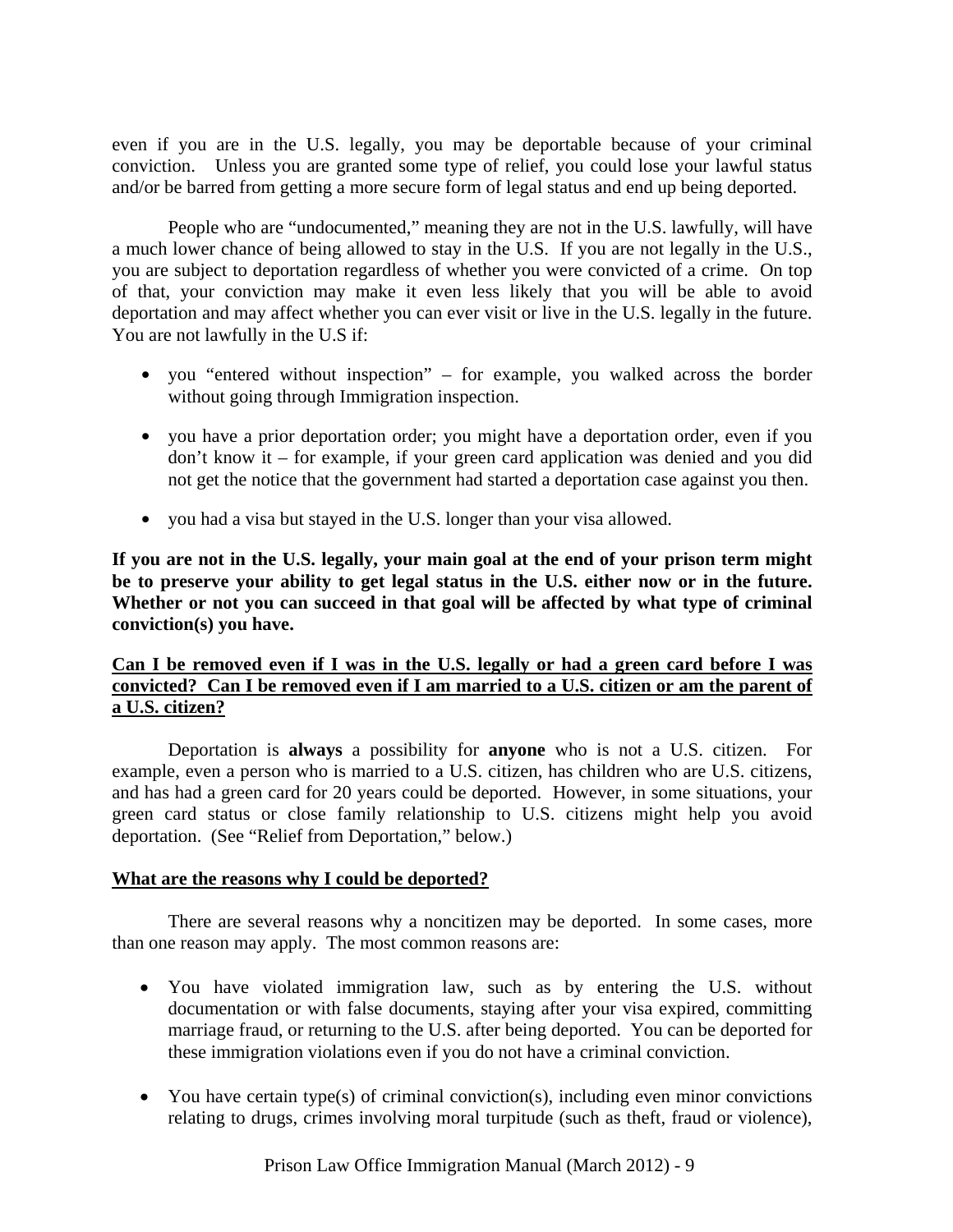even if you are in the U.S. legally, you may be deportable because of your criminal conviction. Unless you are granted some type of relief, you could lose your lawful status and/or be barred from getting a more secure form of legal status and end up being deported.

People who are "undocumented," meaning they are not in the U.S. lawfully, will have a much lower chance of being allowed to stay in the U.S. If you are not legally in the U.S., you are subject to deportation regardless of whether you were convicted of a crime. On top of that, your conviction may make it even less likely that you will be able to avoid deportation and may affect whether you can ever visit or live in the U.S. legally in the future. You are not lawfully in the U.S if:

- you "entered without inspection" – for example, you walked across the border without going through Immigration inspection.

- you have a prior deportation order; you might have a deportation order, even if you don't know it – for example, if your green card application was denied and you did not get the notice that the government had started a deportation case against you then.

- you had a visa but stayed in the U.S. longer than your visa allowed.

**If you are not in the U.S. legally, your main goal at the end of your prison term might be to preserve your ability to get legal status in the U.S. either now or in the future. Whether or not you can succeed in that goal will be affected by what type of criminal conviction(s) you have.**

**Can I be removed even if I was in the U.S. legally or had a green card before I was convicted? Can I be removed even if I am married to a U.S. citizen or am the parent of a U.S. citizen?**

Deportation is **always** a possibility for **anyone** who is not a U.S. citizen. For example, even a person who is married to a U.S. citizen, has children who are U.S. citizens, and has had a green card for 20 years could be deported. However, in some situations, your green card status or close family relationship to U.S. citizens might help you avoid deportation. (See "Relief from Deportation," below.)

**What are the reasons why I could be deported?**

There are several reasons why a noncitizen may be deported. In some cases, more than one reason may apply. The most common reasons are:

- You have violated immigration law, such as by entering the U.S. without documentation or with false documents, staying after your visa expired, committing marriage fraud, or returning to the U.S. after being deported. You can be deported for these immigration violations even if you do not have a criminal conviction.

- You have certain type(s) of criminal conviction(s), including even minor convictions relating to drugs, crimes involving moral turpitude (such as theft, fraud or violence),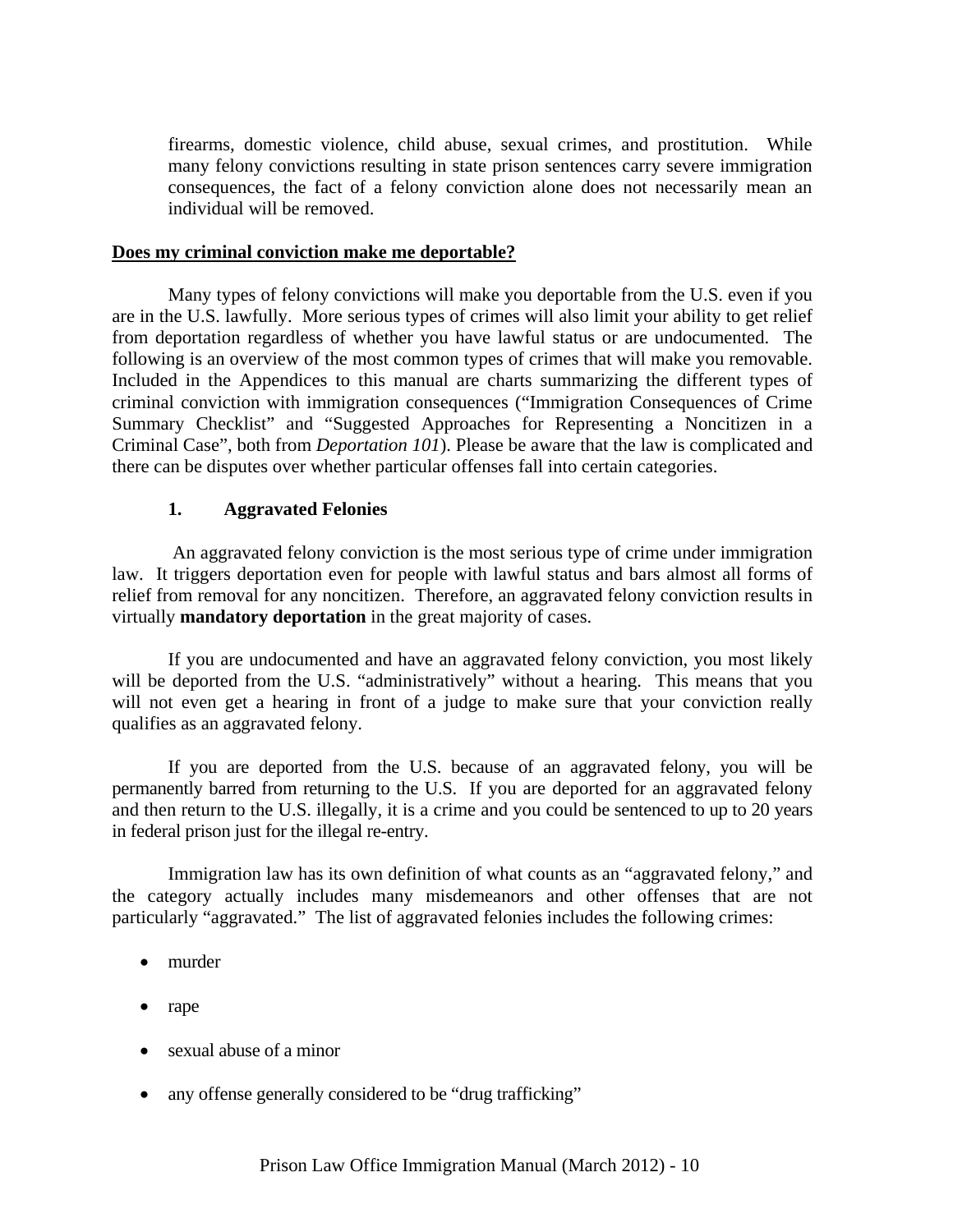firearms, domestic violence, child abuse, sexual crimes, and prostitution. While many felony convictions resulting in state prison sentences carry severe immigration consequences, the fact of a felony conviction alone does not necessarily mean an individual will be removed.

## Does my criminal conviction make me deportable?

Many types of felony convictions will make you deportable from the U.S. even if you are in the U.S. lawfully. More serious types of crimes will also limit your ability to get relief from deportation regardless of whether you have lawful status or are undocumented. The following is an overview of the most common types of crimes that will make you removable. Included in the Appendices to this manual are charts summarizing the different types of criminal conviction with immigration consequences ("Immigration Consequences of Crime Summary Checklist" and "Suggested Approaches for Representing a Noncitizen in a Criminal Case", both from *Deportation 101*). Please be aware that the law is complicated and there can be disputes over whether particular offenses fall into certain categories.

### 1. Aggravated Felonies

An aggravated felony conviction is the most serious type of crime under immigration law. It triggers deportation even for people with lawful status and bars almost all forms of relief from removal for any noncitizen. Therefore, an aggravated felony conviction results in virtually **mandatory deportation** in the great majority of cases.

If you are undocumented and have an aggravated felony conviction, you most likely will be deported from the U.S. "administratively" without a hearing. This means that you will not even get a hearing in front of a judge to make sure that your conviction really qualifies as an aggravated felony.

If you are deported from the U.S. because of an aggravated felony, you will be permanently barred from returning to the U.S. If you are deported for an aggravated felony and then return to the U.S. illegally, it is a crime and you could be sentenced to up to 20 years in federal prison just for the illegal re-entry.

Immigration law has its own definition of what counts as an "aggravated felony," and the category actually includes many misdemeanors and other offenses that are not particularly "aggravated." The list of aggravated felonies includes the following crimes:

- murder
- rape
- sexual abuse of a minor
- any offense generally considered to be "drug trafficking"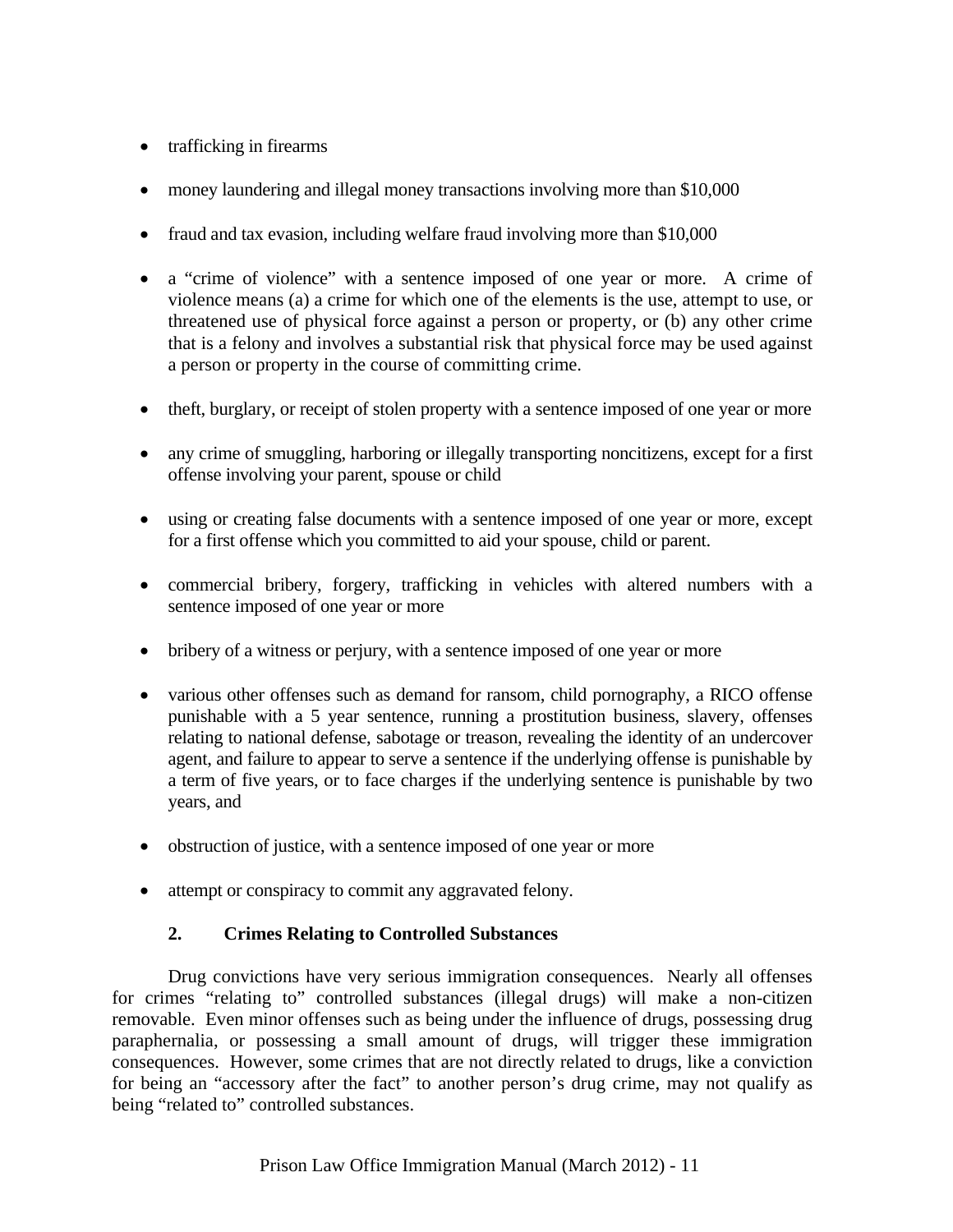- trafficking in firearms
- money laundering and illegal money transactions involving more than $10,000
- fraud and tax evasion, including welfare fraud involving more than $10,000
- a "crime of violence" with a sentence imposed of one year or more. A crime of violence means (a) a crime for which one of the elements is the use, attempt to use, or threatened use of physical force against a person or property, or (b) any other crime that is a felony and involves a substantial risk that physical force may be used against a person or property in the course of committing crime.
- theft, burglary, or receipt of stolen property with a sentence imposed of one year or more
- any crime of smuggling, harboring or illegally transporting noncitizens, except for a first offense involving your parent, spouse or child
- using or creating false documents with a sentence imposed of one year or more, except for a first offense which you committed to aid your spouse, child or parent.
- commercial bribery, forgery, trafficking in vehicles with altered numbers with a sentence imposed of one year or more
- bribery of a witness or perjury, with a sentence imposed of one year or more
- various other offenses such as demand for ransom, child pornography, a RICO offense punishable with a 5 year sentence, running a prostitution business, slavery, offenses relating to national defense, sabotage or treason, revealing the identity of an undercover agent, and failure to appear to serve a sentence if the underlying offense is punishable by a term of five years, or to face charges if the underlying sentence is punishable by two years, and
- obstruction of justice, with a sentence imposed of one year or more
- attempt or conspiracy to commit any aggravated felony.

### 2. Crimes Relating to Controlled Substances

Drug convictions have very serious immigration consequences. Nearly all offenses for crimes "relating to" controlled substances (illegal drugs) will make a non-citizen removable. Even minor offenses such as being under the influence of drugs, possessing drug paraphernalia, or possessing a small amount of drugs, will trigger these immigration consequences. However, some crimes that are not directly related to drugs, like a conviction for being an "accessory after the fact" to another person's drug crime, may not qualify as being "related to" controlled substances.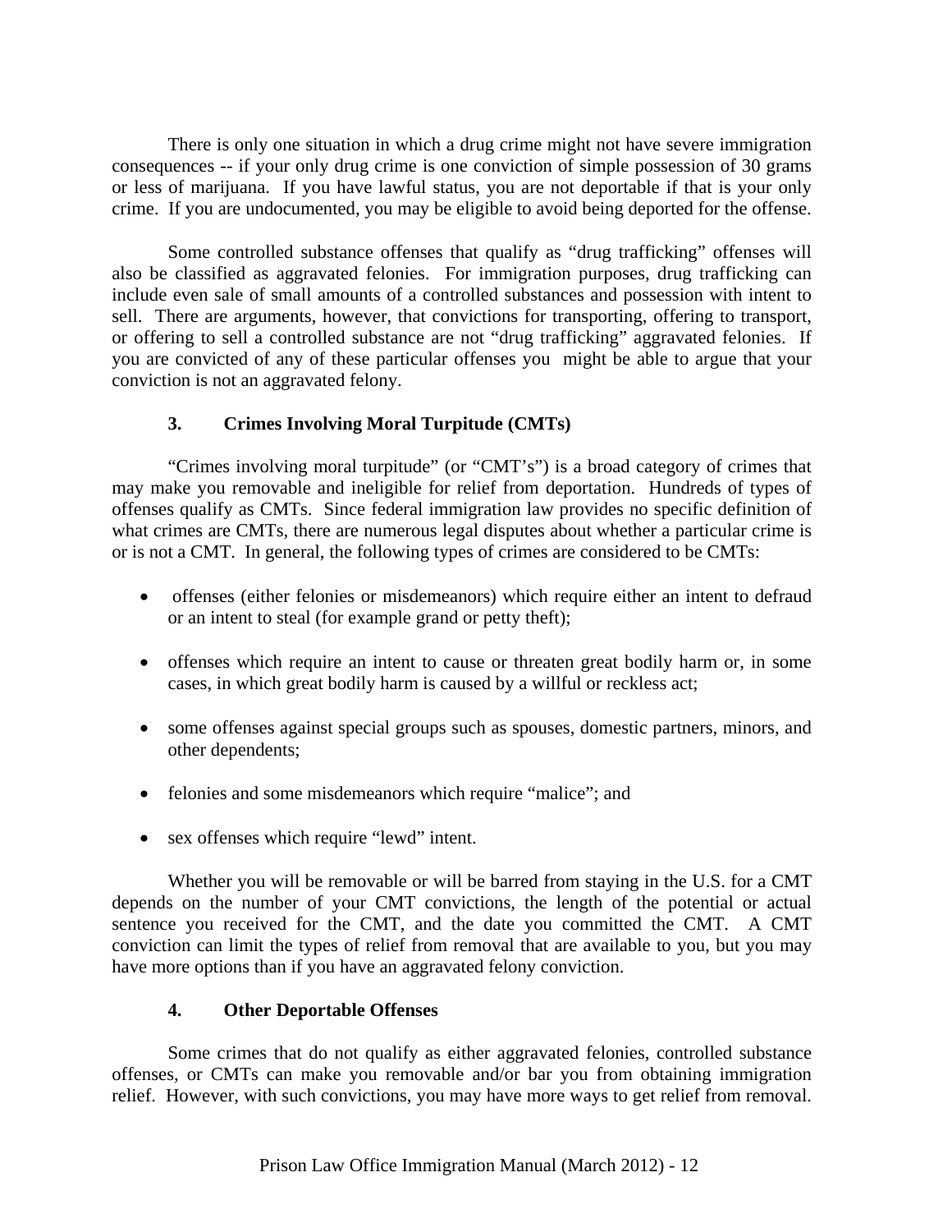There is only one situation in which a drug crime might not have severe immigration consequences -- if your only drug crime is one conviction of simple possession of 30 grams or less of marijuana. If you have lawful status, you are not deportable if that is your only crime. If you are undocumented, you may be eligible to avoid being deported for the offense.

Some controlled substance offenses that qualify as "drug trafficking" offenses will also be classified as aggravated felonies. For immigration purposes, drug trafficking can include even sale of small amounts of a controlled substances and possession with intent to sell. There are arguments, however, that convictions for transporting, offering to transport, or offering to sell a controlled substance are not "drug trafficking" aggravated felonies. If you are convicted of any of these particular offenses you might be able to argue that your conviction is not an aggravated felony.

### 3. Crimes Involving Moral Turpitude (CMTs)

"Crimes involving moral turpitude" (or "CMT's") is a broad category of crimes that may make you removable and ineligible for relief from deportation. Hundreds of types of offenses qualify as CMTs. Since federal immigration law provides no specific definition of what crimes are CMTs, there are numerous legal disputes about whether a particular crime is or is not a CMT. In general, the following types of crimes are considered to be CMTs:

- offenses (either felonies or misdemeanors) which require either an intent to defraud or an intent to steal (for example grand or petty theft);
- offenses which require an intent to cause or threaten great bodily harm or, in some cases, in which great bodily harm is caused by a willful or reckless act;
- some offenses against special groups such as spouses, domestic partners, minors, and other dependents;
- felonies and some misdemeanors which require "malice"; and
- sex offenses which require "lewd" intent.

Whether you will be removable or will be barred from staying in the U.S. for a CMT depends on the number of your CMT convictions, the length of the potential or actual sentence you received for the CMT, and the date you committed the CMT. A CMT conviction can limit the types of relief from removal that are available to you, but you may have more options than if you have an aggravated felony conviction.

### 4. Other Deportable Offenses

Some crimes that do not qualify as either aggravated felonies, controlled substance offenses, or CMTs can make you removable and/or bar you from obtaining immigration relief. However, with such convictions, you may have more ways to get relief from removal.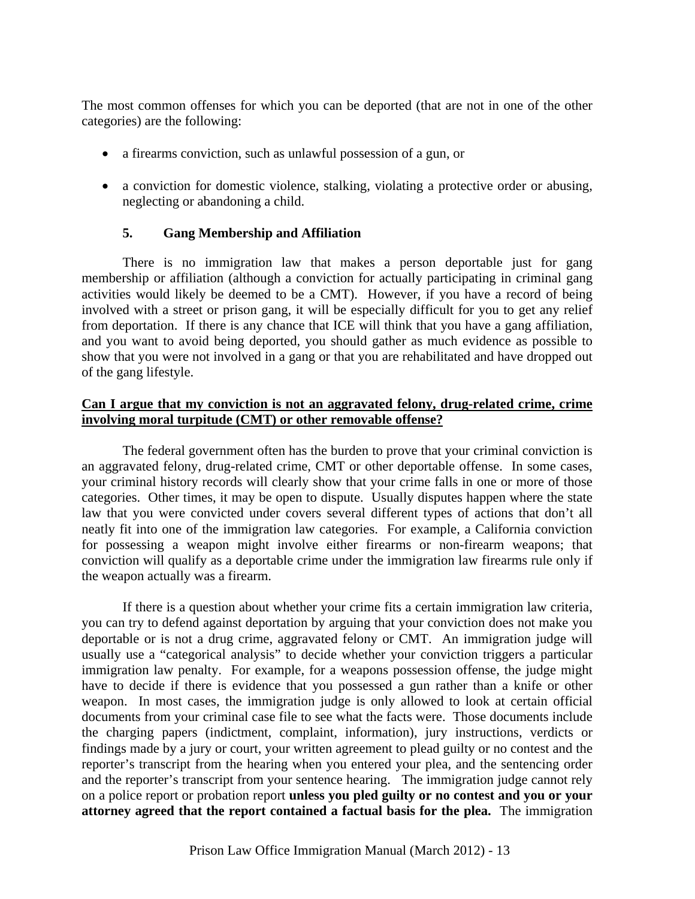The most common offenses for which you can be deported (that are not in one of the other categories) are the following:

- a firearms conviction, such as unlawful possession of a gun, or
- a conviction for domestic violence, stalking, violating a protective order or abusing, neglecting or abandoning a child.

### 5. Gang Membership and Affiliation

There is no immigration law that makes a person deportable just for gang membership or affiliation (although a conviction for actually participating in criminal gang activities would likely be deemed to be a CMT). However, if you have a record of being involved with a street or prison gang, it will be especially difficult for you to get any relief from deportation. If there is any chance that ICE will think that you have a gang affiliation, and you want to avoid being deported, you should gather as much evidence as possible to show that you were not involved in a gang or that you are rehabilitated and have dropped out of the gang lifestyle.

**Can I argue that my conviction is not an aggravated felony, drug-related crime, crime involving moral turpitude (CMT) or other removable offense?**

The federal government often has the burden to prove that your criminal conviction is an aggravated felony, drug-related crime, CMT or other deportable offense. In some cases, your criminal history records will clearly show that your crime falls in one or more of those categories. Other times, it may be open to dispute. Usually disputes happen where the state law that you were convicted under covers several different types of actions that don't all neatly fit into one of the immigration law categories. For example, a California conviction for possessing a weapon might involve either firearms or non-firearm weapons; that conviction will qualify as a deportable crime under the immigration law firearms rule only if the weapon actually was a firearm.

If there is a question about whether your crime fits a certain immigration law criteria, you can try to defend against deportation by arguing that your conviction does not make you deportable or is not a drug crime, aggravated felony or CMT. An immigration judge will usually use a "categorical analysis" to decide whether your conviction triggers a particular immigration law penalty. For example, for a weapons possession offense, the judge might have to decide if there is evidence that you possessed a gun rather than a knife or other weapon. In most cases, the immigration judge is only allowed to look at certain official documents from your criminal case file to see what the facts were. Those documents include the charging papers (indictment, complaint, information), jury instructions, verdicts or findings made by a jury or court, your written agreement to plead guilty or no contest and the reporter's transcript from the hearing when you entered your plea, and the sentencing order and the reporter's transcript from your sentence hearing. The immigration judge cannot rely on a police report or probation report **unless you pled guilty or no contest and you or your attorney agreed that the report contained a factual basis for the plea.** The immigration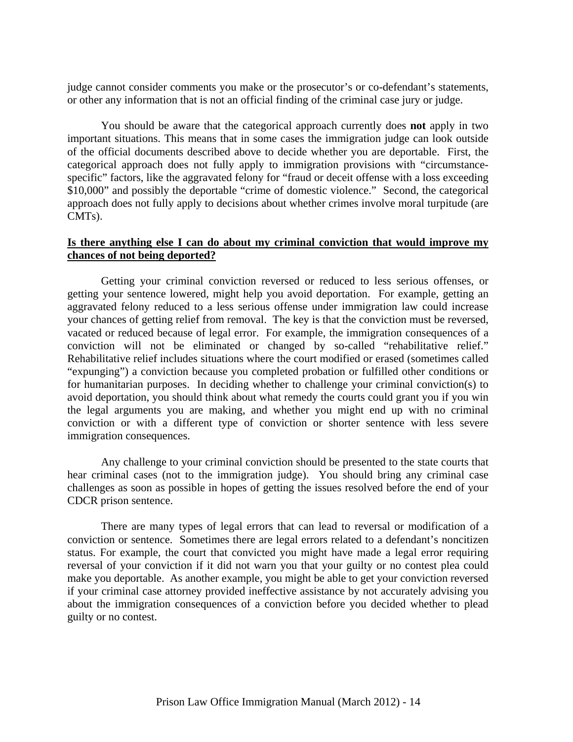judge cannot consider comments you make or the prosecutor's or co-defendant's statements, or other any information that is not an official finding of the criminal case jury or judge.

You should be aware that the categorical approach currently does **not** apply in two important situations. This means that in some cases the immigration judge can look outside of the official documents described above to decide whether you are deportable. First, the categorical approach does not fully apply to immigration provisions with "circumstance-specific" factors, like the aggravated felony for "fraud or deceit offense with a loss exceeding $10,000" and possibly the deportable "crime of domestic violence." Second, the categorical approach does not fully apply to decisions about whether crimes involve moral turpitude (are CMTs).

**Is there anything else I can do about my criminal conviction that would improve my chances of not being deported?**

Getting your criminal conviction reversed or reduced to less serious offenses, or getting your sentence lowered, might help you avoid deportation. For example, getting an aggravated felony reduced to a less serious offense under immigration law could increase your chances of getting relief from removal. The key is that the conviction must be reversed, vacated or reduced because of legal error. For example, the immigration consequences of a conviction will not be eliminated or changed by so-called "rehabilitative relief." Rehabilitative relief includes situations where the court modified or erased (sometimes called "expunging") a conviction because you completed probation or fulfilled other conditions or for humanitarian purposes. In deciding whether to challenge your criminal conviction(s) to avoid deportation, you should think about what remedy the courts could grant you if you win the legal arguments you are making, and whether you might end up with no criminal conviction or with a different type of conviction or shorter sentence with less severe immigration consequences.

Any challenge to your criminal conviction should be presented to the state courts that hear criminal cases (not to the immigration judge). You should bring any criminal case challenges as soon as possible in hopes of getting the issues resolved before the end of your CDCR prison sentence.

There are many types of legal errors that can lead to reversal or modification of a conviction or sentence. Sometimes there are legal errors related to a defendant's noncitizen status. For example, the court that convicted you might have made a legal error requiring reversal of your conviction if it did not warn you that your guilty or no contest plea could make you deportable. As another example, you might be able to get your conviction reversed if your criminal case attorney provided ineffective assistance by not accurately advising you about the immigration consequences of a conviction before you decided whether to plead guilty or no contest.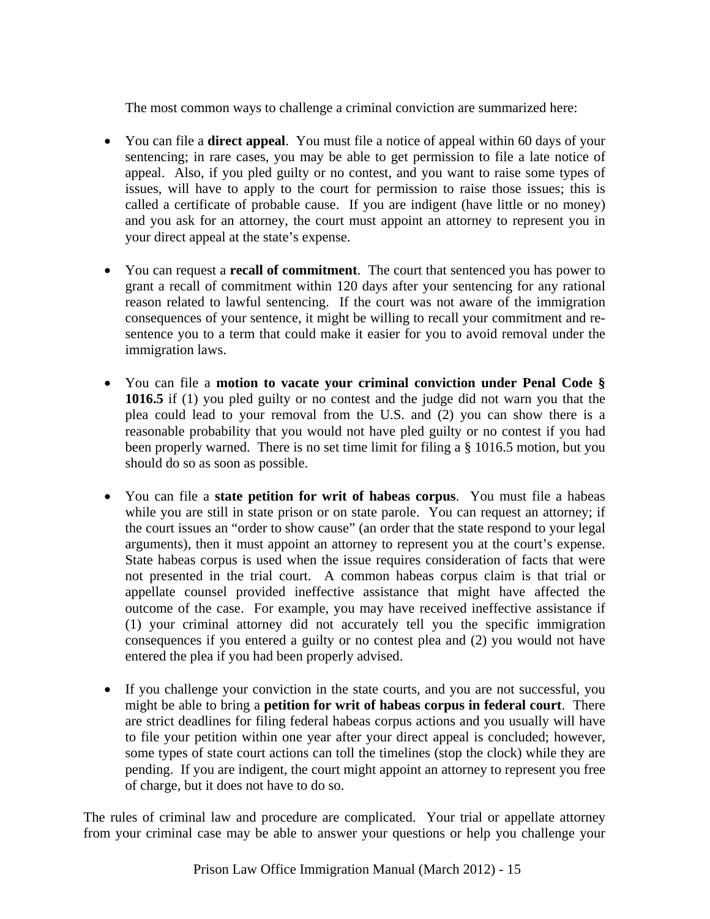The most common ways to challenge a criminal conviction are summarized here:

- You can file a **direct appeal**. You must file a notice of appeal within 60 days of your sentencing; in rare cases, you may be able to get permission to file a late notice of appeal. Also, if you pled guilty or no contest, and you want to raise some types of issues, will have to apply to the court for permission to raise those issues; this is called a certificate of probable cause. If you are indigent (have little or no money) and you ask for an attorney, the court must appoint an attorney to represent you in your direct appeal at the state's expense.

- You can request a **recall of commitment**. The court that sentenced you has power to grant a recall of commitment within 120 days after your sentencing for any rational reason related to lawful sentencing. If the court was not aware of the immigration consequences of your sentence, it might be willing to recall your commitment and re-sentence you to a term that could make it easier for you to avoid removal under the immigration laws.

- You can file a **motion to vacate your criminal conviction under Penal Code § 1016.5** if (1) you pled guilty or no contest and the judge did not warn you that the plea could lead to your removal from the U.S. and (2) you can show there is a reasonable probability that you would not have pled guilty or no contest if you had been properly warned. There is no set time limit for filing a § 1016.5 motion, but you should do so as soon as possible.

- You can file a **state petition for writ of habeas corpus**. You must file a habeas while you are still in state prison or on state parole. You can request an attorney; if the court issues an "order to show cause" (an order that the state respond to your legal arguments), then it must appoint an attorney to represent you at the court's expense. State habeas corpus is used when the issue requires consideration of facts that were not presented in the trial court. A common habeas corpus claim is that trial or appellate counsel provided ineffective assistance that might have affected the outcome of the case. For example, you may have received ineffective assistance if (1) your criminal attorney did not accurately tell you the specific immigration consequences if you entered a guilty or no contest plea and (2) you would not have entered the plea if you had been properly advised.

- If you challenge your conviction in the state courts, and you are not successful, you might be able to bring a **petition for writ of habeas corpus in federal court**. There are strict deadlines for filing federal habeas corpus actions and you usually will have to file your petition within one year after your direct appeal is concluded; however, some types of state court actions can toll the timelines (stop the clock) while they are pending. If you are indigent, the court might appoint an attorney to represent you free of charge, but it does not have to do so.

The rules of criminal law and procedure are complicated. Your trial or appellate attorney from your criminal case may be able to answer your questions or help you challenge your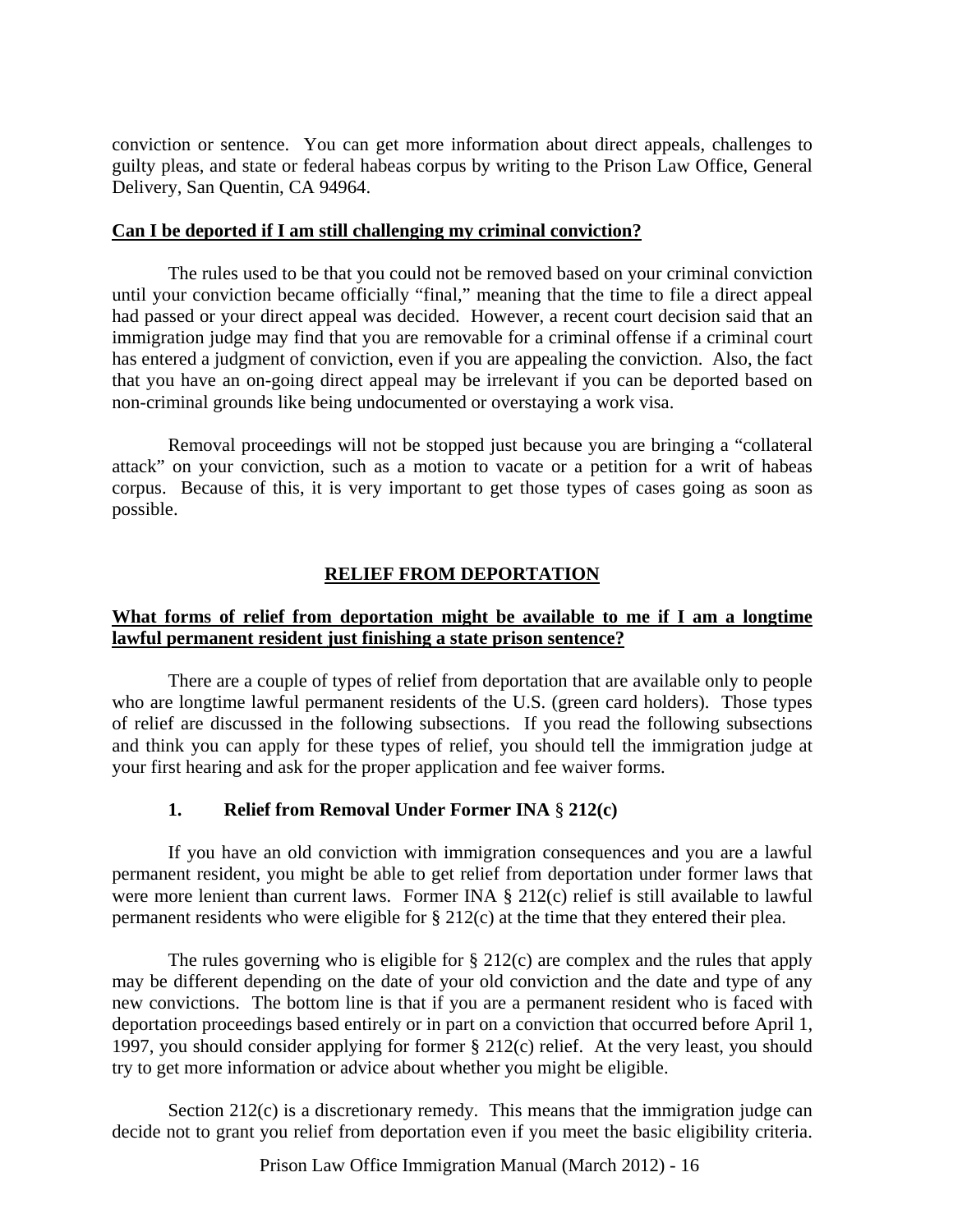conviction or sentence. You can get more information about direct appeals, challenges to guilty pleas, and state or federal habeas corpus by writing to the Prison Law Office, General Delivery, San Quentin, CA 94964.

**Can I be deported if I am still challenging my criminal conviction?**

The rules used to be that you could not be removed based on your criminal conviction until your conviction became officially "final," meaning that the time to file a direct appeal had passed or your direct appeal was decided. However, a recent court decision said that an immigration judge may find that you are removable for a criminal offense if a criminal court has entered a judgment of conviction, even if you are appealing the conviction. Also, the fact that you have an on-going direct appeal may be irrelevant if you can be deported based on non-criminal grounds like being undocumented or overstaying a work visa.

Removal proceedings will not be stopped just because you are bringing a "collateral attack" on your conviction, such as a motion to vacate or a petition for a writ of habeas corpus. Because of this, it is very important to get those types of cases going as soon as possible.

## RELIEF FROM DEPORTATION

**What forms of relief from deportation might be available to me if I am a longtime lawful permanent resident just finishing a state prison sentence?**

There are a couple of types of relief from deportation that are available only to people who are longtime lawful permanent residents of the U.S. (green card holders). Those types of relief are discussed in the following subsections. If you read the following subsections and think you can apply for these types of relief, you should tell the immigration judge at your first hearing and ask for the proper application and fee waiver forms.

### 1. Relief from Removal Under Former INA § 212(c)

If you have an old conviction with immigration consequences and you are a lawful permanent resident, you might be able to get relief from deportation under former laws that were more lenient than current laws. Former INA § 212(c) relief is still available to lawful permanent residents who were eligible for § 212(c) at the time that they entered their plea.

The rules governing who is eligible for § 212(c) are complex and the rules that apply may be different depending on the date of your old conviction and the date and type of any new convictions. The bottom line is that if you are a permanent resident who is faced with deportation proceedings based entirely or in part on a conviction that occurred before April 1, 1997, you should consider applying for former § 212(c) relief. At the very least, you should try to get more information or advice about whether you might be eligible.

Section 212(c) is a discretionary remedy. This means that the immigration judge can decide not to grant you relief from deportation even if you meet the basic eligibility criteria.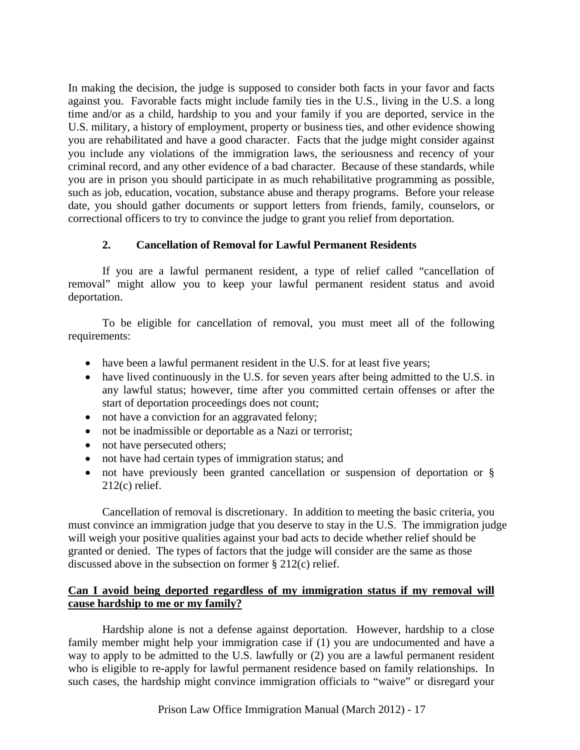In making the decision, the judge is supposed to consider both facts in your favor and facts against you. Favorable facts might include family ties in the U.S., living in the U.S. a long time and/or as a child, hardship to you and your family if you are deported, service in the U.S. military, a history of employment, property or business ties, and other evidence showing you are rehabilitated and have a good character. Facts that the judge might consider against you include any violations of the immigration laws, the seriousness and recency of your criminal record, and any other evidence of a bad character. Because of these standards, while you are in prison you should participate in as much rehabilitative programming as possible, such as job, education, vocation, substance abuse and therapy programs. Before your release date, you should gather documents or support letters from friends, family, counselors, or correctional officers to try to convince the judge to grant you relief from deportation.

### 2. Cancellation of Removal for Lawful Permanent Residents

If you are a lawful permanent resident, a type of relief called "cancellation of removal" might allow you to keep your lawful permanent resident status and avoid deportation.

To be eligible for cancellation of removal, you must meet all of the following requirements:

- have been a lawful permanent resident in the U.S. for at least five years;
- have lived continuously in the U.S. for seven years after being admitted to the U.S. in any lawful status; however, time after you committed certain offenses or after the start of deportation proceedings does not count;
- not have a conviction for an aggravated felony;
- not be inadmissible or deportable as a Nazi or terrorist;
- not have persecuted others;
- not have had certain types of immigration status; and
- not have previously been granted cancellation or suspension of deportation or § 212(c) relief.

Cancellation of removal is discretionary. In addition to meeting the basic criteria, you must convince an immigration judge that you deserve to stay in the U.S. The immigration judge will weigh your positive qualities against your bad acts to decide whether relief should be granted or denied. The types of factors that the judge will consider are the same as those discussed above in the subsection on former § 212(c) relief.

**Can I avoid being deported regardless of my immigration status if my removal will cause hardship to me or my family?**

Hardship alone is not a defense against deportation. However, hardship to a close family member might help your immigration case if (1) you are undocumented and have a way to apply to be admitted to the U.S. lawfully or (2) you are a lawful permanent resident who is eligible to re-apply for lawful permanent residence based on family relationships. In such cases, the hardship might convince immigration officials to "waive" or disregard your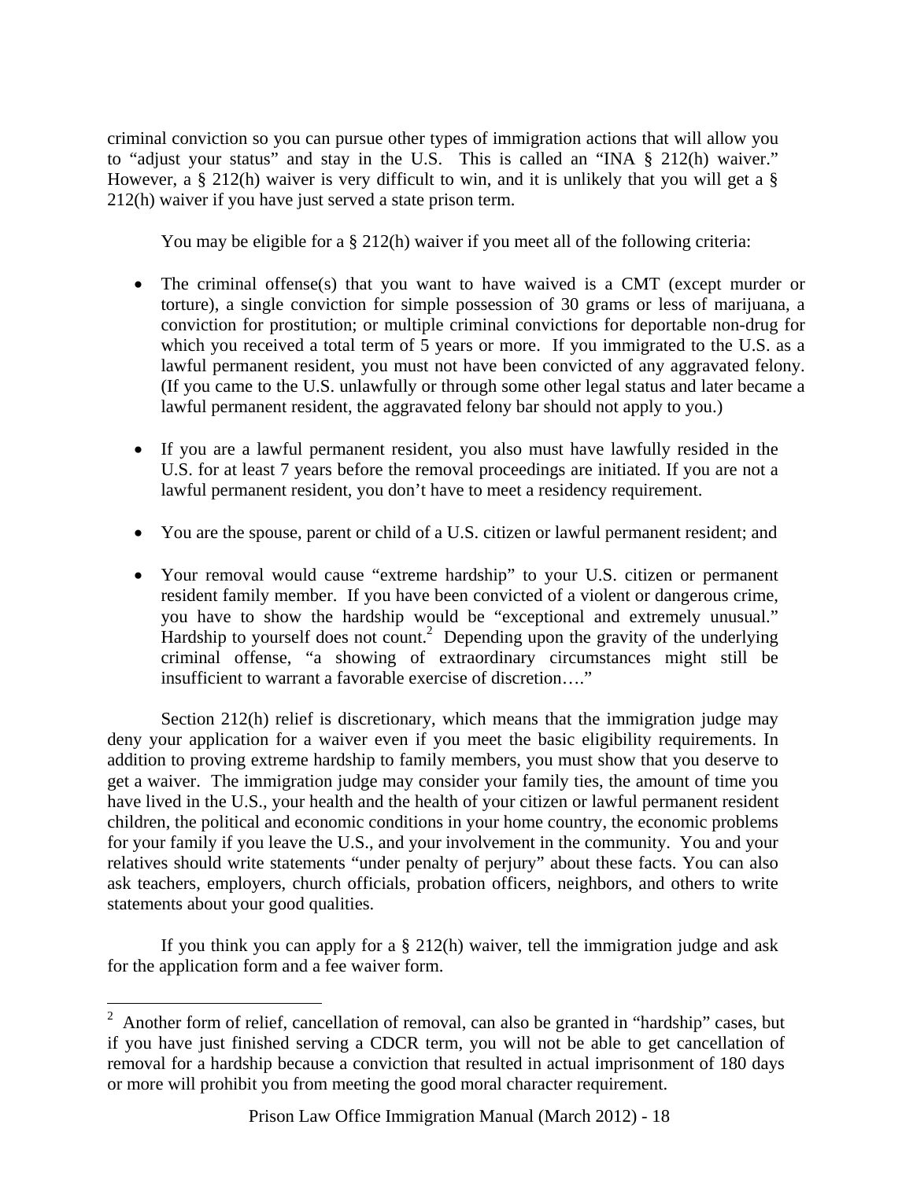criminal conviction so you can pursue other types of immigration actions that will allow you to "adjust your status" and stay in the U.S. This is called an "INA § 212(h) waiver." However, a § 212(h) waiver is very difficult to win, and it is unlikely that you will get a § 212(h) waiver if you have just served a state prison term.

You may be eligible for a § 212(h) waiver if you meet all of the following criteria:

- The criminal offense(s) that you want to have waived is a CMT (except murder or torture), a single conviction for simple possession of 30 grams or less of marijuana, a conviction for prostitution; or multiple criminal convictions for deportable non-drug for which you received a total term of 5 years or more. If you immigrated to the U.S. as a lawful permanent resident, you must not have been convicted of any aggravated felony. (If you came to the U.S. unlawfully or through some other legal status and later became a lawful permanent resident, the aggravated felony bar should not apply to you.)

- If you are a lawful permanent resident, you also must have lawfully resided in the U.S. for at least 7 years before the removal proceedings are initiated. If you are not a lawful permanent resident, you don't have to meet a residency requirement.

- You are the spouse, parent or child of a U.S. citizen or lawful permanent resident; and

- Your removal would cause "extreme hardship" to your U.S. citizen or permanent resident family member. If you have been convicted of a violent or dangerous crime, you have to show the hardship would be "exceptional and extremely unusual." Hardship to yourself does not count.[2] Depending upon the gravity of the underlying criminal offense, "a showing of extraordinary circumstances might still be insufficient to warrant a favorable exercise of discretion…."

Section 212(h) relief is discretionary, which means that the immigration judge may deny your application for a waiver even if you meet the basic eligibility requirements. In addition to proving extreme hardship to family members, you must show that you deserve to get a waiver. The immigration judge may consider your family ties, the amount of time you have lived in the U.S., your health and the health of your citizen or lawful permanent resident children, the political and economic conditions in your home country, the economic problems for your family if you leave the U.S., and your involvement in the community. You and your relatives should write statements "under penalty of perjury" about these facts. You can also ask teachers, employers, church officials, probation officers, neighbors, and others to write statements about your good qualities.

If you think you can apply for a § 212(h) waiver, tell the immigration judge and ask for the application form and a fee waiver form.

---

[2] Another form of relief, cancellation of removal, can also be granted in "hardship" cases, but if you have just finished serving a CDCR term, you will not be able to get cancellation of removal for a hardship because a conviction that resulted in actual imprisonment of 180 days or more will prohibit you from meeting the good moral character requirement.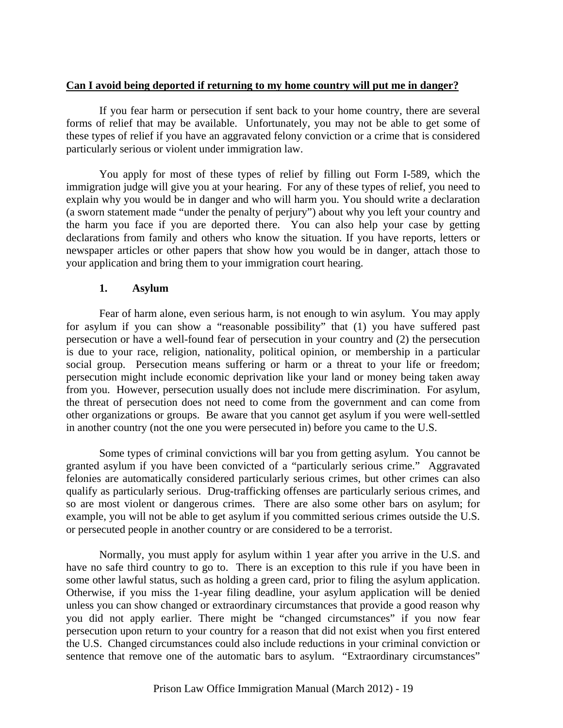**Can I avoid being deported if returning to my home country will put me in danger?**

If you fear harm or persecution if sent back to your home country, there are several forms of relief that may be available. Unfortunately, you may not be able to get some of these types of relief if you have an aggravated felony conviction or a crime that is considered particularly serious or violent under immigration law.

You apply for most of these types of relief by filling out Form I-589, which the immigration judge will give you at your hearing. For any of these types of relief, you need to explain why you would be in danger and who will harm you. You should write a declaration (a sworn statement made "under the penalty of perjury") about why you left your country and the harm you face if you are deported there. You can also help your case by getting declarations from family and others who know the situation. If you have reports, letters or newspaper articles or other papers that show how you would be in danger, attach those to your application and bring them to your immigration court hearing.

**1. Asylum**

Fear of harm alone, even serious harm, is not enough to win asylum. You may apply for asylum if you can show a "reasonable possibility" that (1) you have suffered past persecution or have a well-found fear of persecution in your country and (2) the persecution is due to your race, religion, nationality, political opinion, or membership in a particular social group. Persecution means suffering or harm or a threat to your life or freedom; persecution might include economic deprivation like your land or money being taken away from you. However, persecution usually does not include mere discrimination. For asylum, the threat of persecution does not need to come from the government and can come from other organizations or groups. Be aware that you cannot get asylum if you were well-settled in another country (not the one you were persecuted in) before you came to the U.S.

Some types of criminal convictions will bar you from getting asylum. You cannot be granted asylum if you have been convicted of a "particularly serious crime." Aggravated felonies are automatically considered particularly serious crimes, but other crimes can also qualify as particularly serious. Drug-trafficking offenses are particularly serious crimes, and so are most violent or dangerous crimes. There are also some other bars on asylum; for example, you will not be able to get asylum if you committed serious crimes outside the U.S. or persecuted people in another country or are considered to be a terrorist.

Normally, you must apply for asylum within 1 year after you arrive in the U.S. and have no safe third country to go to. There is an exception to this rule if you have been in some other lawful status, such as holding a green card, prior to filing the asylum application. Otherwise, if you miss the 1-year filing deadline, your asylum application will be denied unless you can show changed or extraordinary circumstances that provide a good reason why you did not apply earlier. There might be "changed circumstances" if you now fear persecution upon return to your country for a reason that did not exist when you first entered the U.S. Changed circumstances could also include reductions in your criminal conviction or sentence that remove one of the automatic bars to asylum. "Extraordinary circumstances"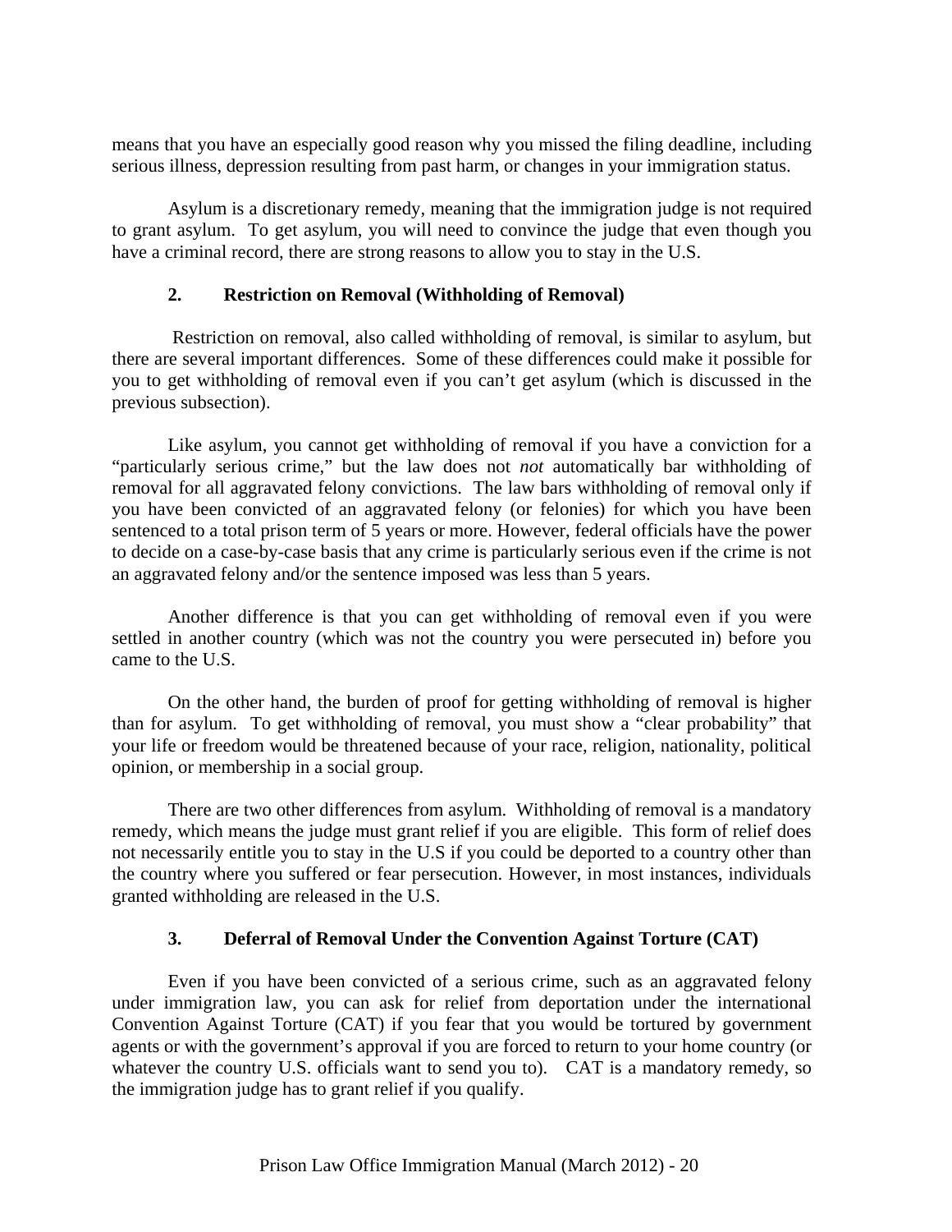means that you have an especially good reason why you missed the filing deadline, including serious illness, depression resulting from past harm, or changes in your immigration status.

Asylum is a discretionary remedy, meaning that the immigration judge is not required to grant asylum. To get asylum, you will need to convince the judge that even though you have a criminal record, there are strong reasons to allow you to stay in the U.S.

### 2. Restriction on Removal (Withholding of Removal)

Restriction on removal, also called withholding of removal, is similar to asylum, but there are several important differences. Some of these differences could make it possible for you to get withholding of removal even if you can't get asylum (which is discussed in the previous subsection).

Like asylum, you cannot get withholding of removal if you have a conviction for a "particularly serious crime," but the law does not *not* automatically bar withholding of removal for all aggravated felony convictions. The law bars withholding of removal only if you have been convicted of an aggravated felony (or felonies) for which you have been sentenced to a total prison term of 5 years or more. However, federal officials have the power to decide on a case-by-case basis that any crime is particularly serious even if the crime is not an aggravated felony and/or the sentence imposed was less than 5 years.

Another difference is that you can get withholding of removal even if you were settled in another country (which was not the country you were persecuted in) before you came to the U.S.

On the other hand, the burden of proof for getting withholding of removal is higher than for asylum. To get withholding of removal, you must show a "clear probability" that your life or freedom would be threatened because of your race, religion, nationality, political opinion, or membership in a social group.

There are two other differences from asylum. Withholding of removal is a mandatory remedy, which means the judge must grant relief if you are eligible. This form of relief does not necessarily entitle you to stay in the U.S if you could be deported to a country other than the country where you suffered or fear persecution. However, in most instances, individuals granted withholding are released in the U.S.

### 3. Deferral of Removal Under the Convention Against Torture (CAT)

Even if you have been convicted of a serious crime, such as an aggravated felony under immigration law, you can ask for relief from deportation under the international Convention Against Torture (CAT) if you fear that you would be tortured by government agents or with the government's approval if you are forced to return to your home country (or whatever the country U.S. officials want to send you to). CAT is a mandatory remedy, so the immigration judge has to grant relief if you qualify.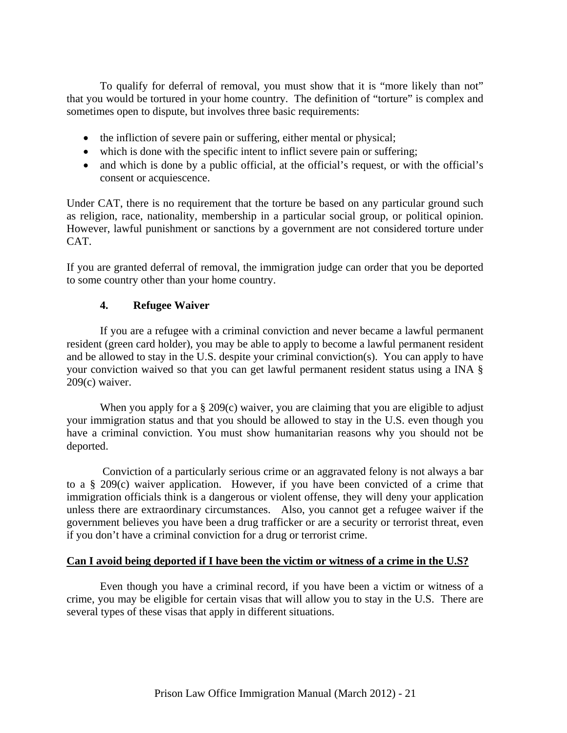To qualify for deferral of removal, you must show that it is "more likely than not" that you would be tortured in your home country. The definition of "torture" is complex and sometimes open to dispute, but involves three basic requirements:

- the infliction of severe pain or suffering, either mental or physical;
- which is done with the specific intent to inflict severe pain or suffering;
- and which is done by a public official, at the official's request, or with the official's consent or acquiescence.

Under CAT, there is no requirement that the torture be based on any particular ground such as religion, race, nationality, membership in a particular social group, or political opinion. However, lawful punishment or sanctions by a government are not considered torture under CAT.

If you are granted deferral of removal, the immigration judge can order that you be deported to some country other than your home country.

### 4. Refugee Waiver

If you are a refugee with a criminal conviction and never became a lawful permanent resident (green card holder), you may be able to apply to become a lawful permanent resident and be allowed to stay in the U.S. despite your criminal conviction(s). You can apply to have your conviction waived so that you can get lawful permanent resident status using a INA § 209(c) waiver.

When you apply for a § 209(c) waiver, you are claiming that you are eligible to adjust your immigration status and that you should be allowed to stay in the U.S. even though you have a criminal conviction. You must show humanitarian reasons why you should not be deported.

Conviction of a particularly serious crime or an aggravated felony is not always a bar to a § 209(c) waiver application. However, if you have been convicted of a crime that immigration officials think is a dangerous or violent offense, they will deny your application unless there are extraordinary circumstances. Also, you cannot get a refugee waiver if the government believes you have been a drug trafficker or are a security or terrorist threat, even if you don't have a criminal conviction for a drug or terrorist crime.

**<u>Can I avoid being deported if I have been the victim or witness of a crime in the U.S?</u>**

Even though you have a criminal record, if you have been a victim or witness of a crime, you may be eligible for certain visas that will allow you to stay in the U.S. There are several types of these visas that apply in different situations.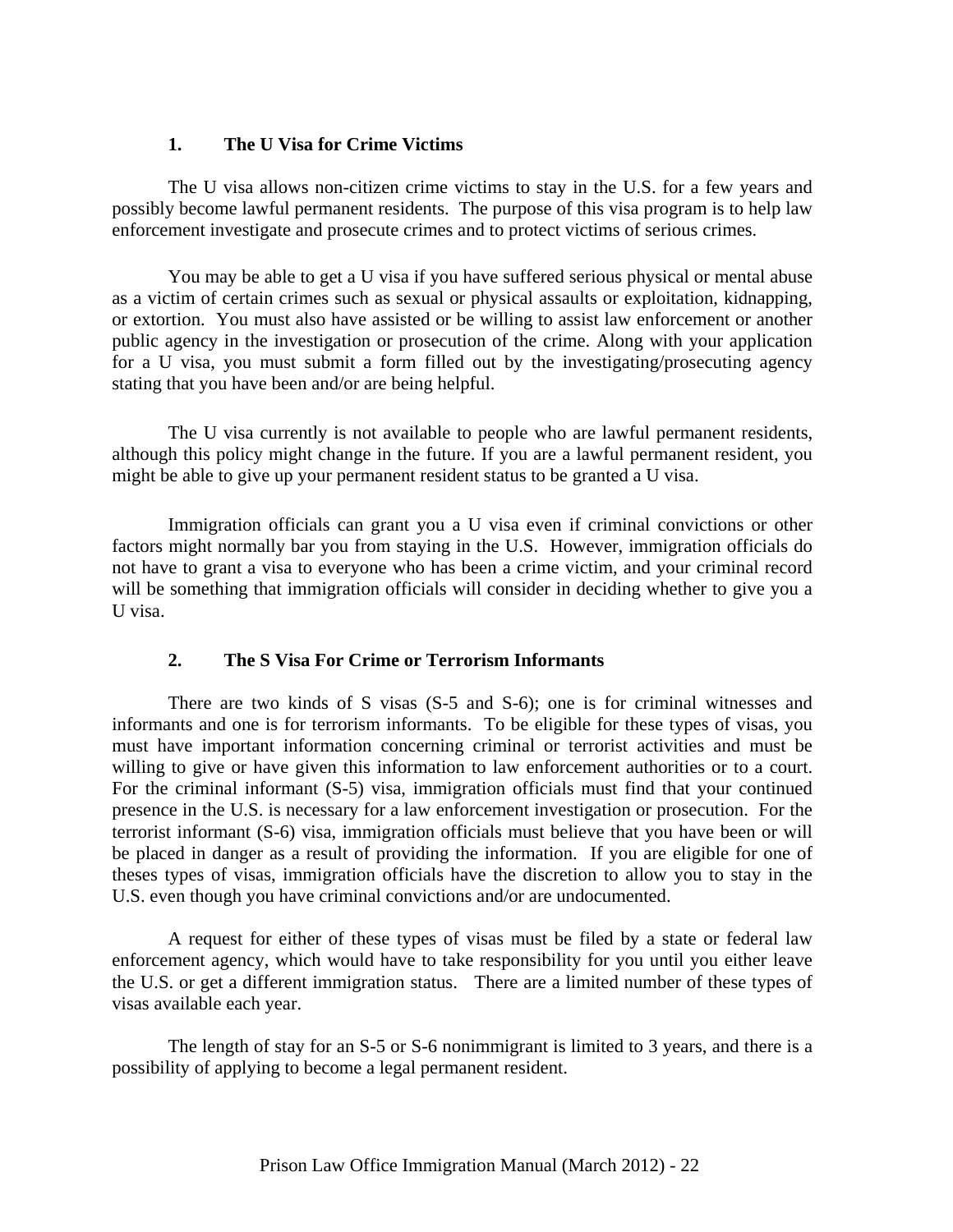### 1. The U Visa for Crime Victims

The U visa allows non-citizen crime victims to stay in the U.S. for a few years and possibly become lawful permanent residents. The purpose of this visa program is to help law enforcement investigate and prosecute crimes and to protect victims of serious crimes.

You may be able to get a U visa if you have suffered serious physical or mental abuse as a victim of certain crimes such as sexual or physical assaults or exploitation, kidnapping, or extortion. You must also have assisted or be willing to assist law enforcement or another public agency in the investigation or prosecution of the crime. Along with your application for a U visa, you must submit a form filled out by the investigating/prosecuting agency stating that you have been and/or are being helpful.

The U visa currently is not available to people who are lawful permanent residents, although this policy might change in the future. If you are a lawful permanent resident, you might be able to give up your permanent resident status to be granted a U visa.

Immigration officials can grant you a U visa even if criminal convictions or other factors might normally bar you from staying in the U.S. However, immigration officials do not have to grant a visa to everyone who has been a crime victim, and your criminal record will be something that immigration officials will consider in deciding whether to give you a U visa.

### 2. The S Visa For Crime or Terrorism Informants

There are two kinds of S visas (S-5 and S-6); one is for criminal witnesses and informants and one is for terrorism informants. To be eligible for these types of visas, you must have important information concerning criminal or terrorist activities and must be willing to give or have given this information to law enforcement authorities or to a court. For the criminal informant (S-5) visa, immigration officials must find that your continued presence in the U.S. is necessary for a law enforcement investigation or prosecution. For the terrorist informant (S-6) visa, immigration officials must believe that you have been or will be placed in danger as a result of providing the information. If you are eligible for one of theses types of visas, immigration officials have the discretion to allow you to stay in the U.S. even though you have criminal convictions and/or are undocumented.

A request for either of these types of visas must be filed by a state or federal law enforcement agency, which would have to take responsibility for you until you either leave the U.S. or get a different immigration status. There are a limited number of these types of visas available each year.

The length of stay for an S-5 or S-6 nonimmigrant is limited to 3 years, and there is a possibility of applying to become a legal permanent resident.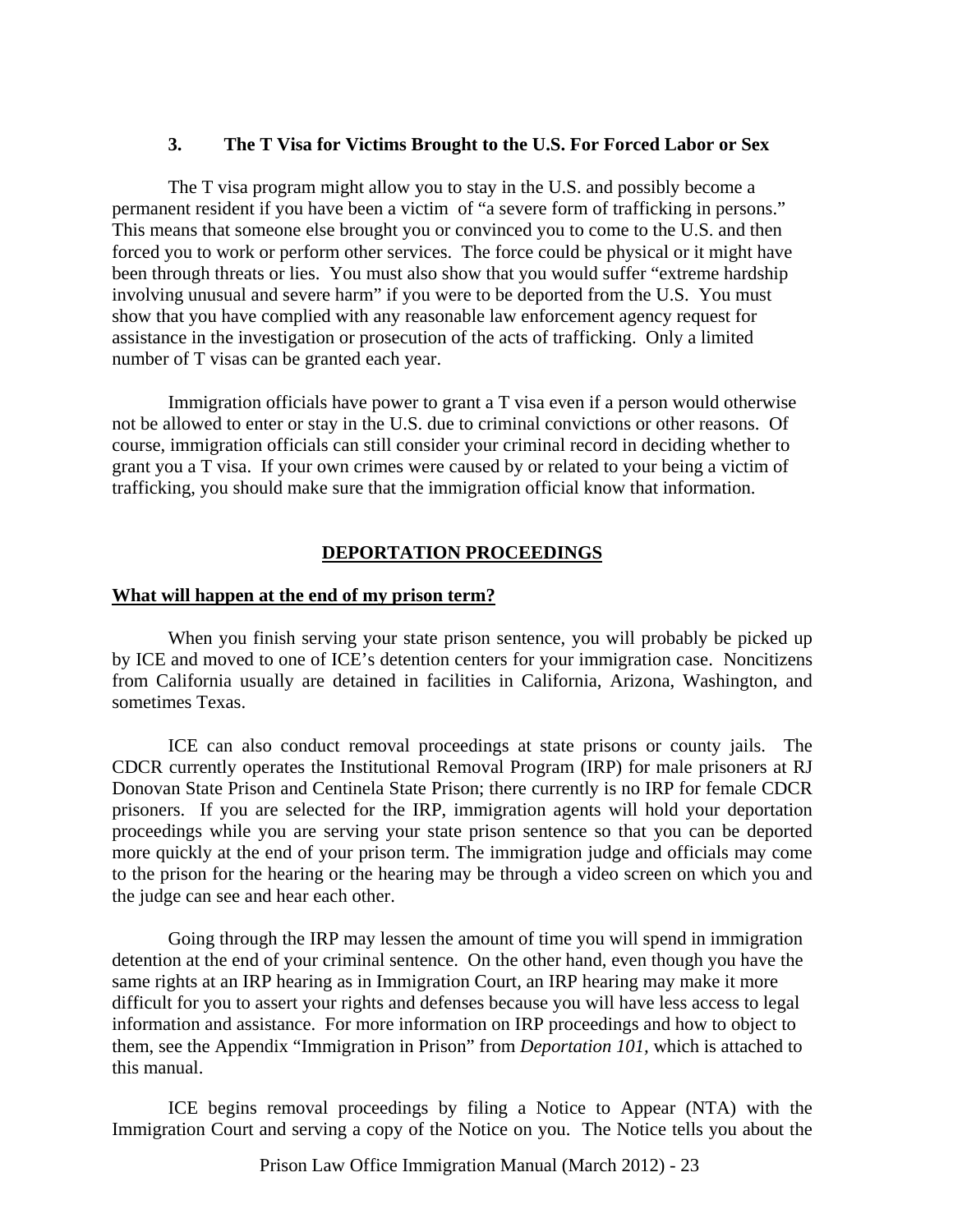### 3. The T Visa for Victims Brought to the U.S. For Forced Labor or Sex

The T visa program might allow you to stay in the U.S. and possibly become a permanent resident if you have been a victim of "a severe form of trafficking in persons." This means that someone else brought you or convinced you to come to the U.S. and then forced you to work or perform other services. The force could be physical or it might have been through threats or lies. You must also show that you would suffer "extreme hardship involving unusual and severe harm" if you were to be deported from the U.S. You must show that you have complied with any reasonable law enforcement agency request for assistance in the investigation or prosecution of the acts of trafficking. Only a limited number of T visas can be granted each year.

Immigration officials have power to grant a T visa even if a person would otherwise not be allowed to enter or stay in the U.S. due to criminal convictions or other reasons. Of course, immigration officials can still consider your criminal record in deciding whether to grant you a T visa. If your own crimes were caused by or related to your being a victim of trafficking, you should make sure that the immigration official know that information.

## DEPORTATION PROCEEDINGS

### What will happen at the end of my prison term?

When you finish serving your state prison sentence, you will probably be picked up by ICE and moved to one of ICE's detention centers for your immigration case. Noncitizens from California usually are detained in facilities in California, Arizona, Washington, and sometimes Texas.

ICE can also conduct removal proceedings at state prisons or county jails. The CDCR currently operates the Institutional Removal Program (IRP) for male prisoners at RJ Donovan State Prison and Centinela State Prison; there currently is no IRP for female CDCR prisoners. If you are selected for the IRP, immigration agents will hold your deportation proceedings while you are serving your state prison sentence so that you can be deported more quickly at the end of your prison term. The immigration judge and officials may come to the prison for the hearing or the hearing may be through a video screen on which you and the judge can see and hear each other.

Going through the IRP may lessen the amount of time you will spend in immigration detention at the end of your criminal sentence. On the other hand, even though you have the same rights at an IRP hearing as in Immigration Court, an IRP hearing may make it more difficult for you to assert your rights and defenses because you will have less access to legal information and assistance. For more information on IRP proceedings and how to object to them, see the Appendix "Immigration in Prison" from *Deportation 101,* which is attached to this manual.

ICE begins removal proceedings by filing a Notice to Appear (NTA) with the Immigration Court and serving a copy of the Notice on you. The Notice tells you about the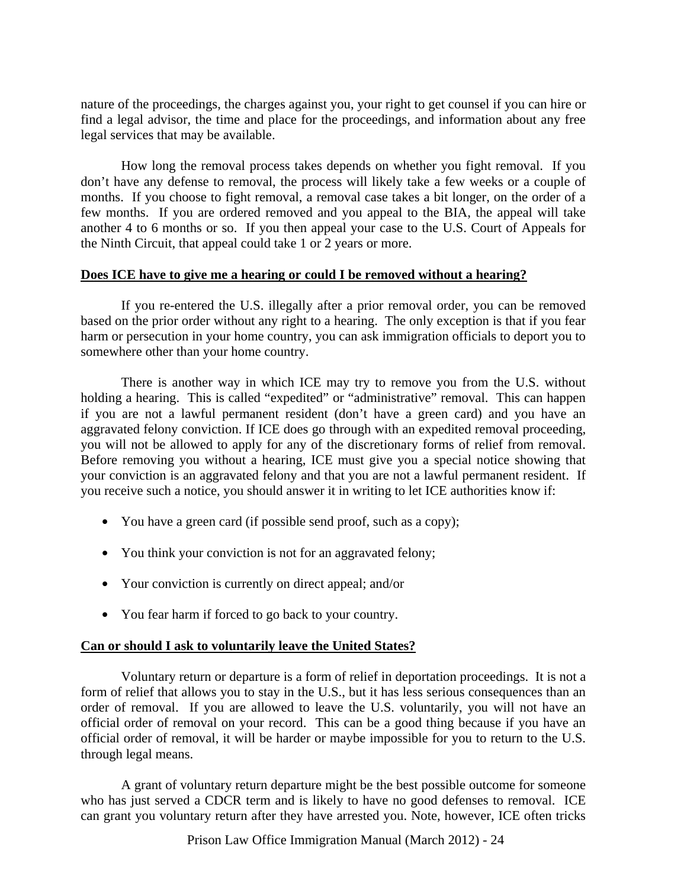nature of the proceedings, the charges against you, your right to get counsel if you can hire or find a legal advisor, the time and place for the proceedings, and information about any free legal services that may be available.

How long the removal process takes depends on whether you fight removal. If you don't have any defense to removal, the process will likely take a few weeks or a couple of months. If you choose to fight removal, a removal case takes a bit longer, on the order of a few months. If you are ordered removed and you appeal to the BIA, the appeal will take another 4 to 6 months or so. If you then appeal your case to the U.S. Court of Appeals for the Ninth Circuit, that appeal could take 1 or 2 years or more.

**Does ICE have to give me a hearing or could I be removed without a hearing?**

If you re-entered the U.S. illegally after a prior removal order, you can be removed based on the prior order without any right to a hearing. The only exception is that if you fear harm or persecution in your home country, you can ask immigration officials to deport you to somewhere other than your home country.

There is another way in which ICE may try to remove you from the U.S. without holding a hearing. This is called "expedited" or "administrative" removal. This can happen if you are not a lawful permanent resident (don't have a green card) and you have an aggravated felony conviction. If ICE does go through with an expedited removal proceeding, you will not be allowed to apply for any of the discretionary forms of relief from removal. Before removing you without a hearing, ICE must give you a special notice showing that your conviction is an aggravated felony and that you are not a lawful permanent resident. If you receive such a notice, you should answer it in writing to let ICE authorities know if:

- You have a green card (if possible send proof, such as a copy);
- You think your conviction is not for an aggravated felony;
- Your conviction is currently on direct appeal; and/or
- You fear harm if forced to go back to your country.

**Can or should I ask to voluntarily leave the United States?**

Voluntary return or departure is a form of relief in deportation proceedings. It is not a form of relief that allows you to stay in the U.S., but it has less serious consequences than an order of removal. If you are allowed to leave the U.S. voluntarily, you will not have an official order of removal on your record. This can be a good thing because if you have an official order of removal, it will be harder or maybe impossible for you to return to the U.S. through legal means.

A grant of voluntary return departure might be the best possible outcome for someone who has just served a CDCR term and is likely to have no good defenses to removal. ICE can grant you voluntary return after they have arrested you. Note, however, ICE often tricks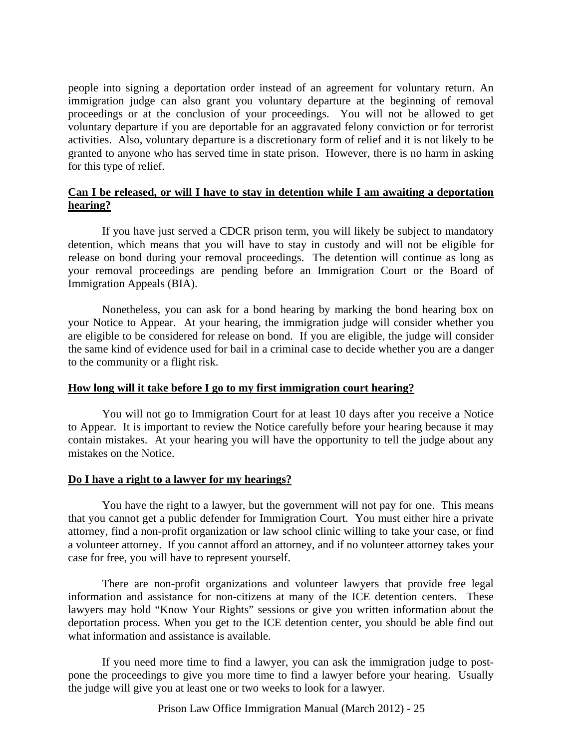people into signing a deportation order instead of an agreement for voluntary return. An immigration judge can also grant you voluntary departure at the beginning of removal proceedings or at the conclusion of your proceedings. You will not be allowed to get voluntary departure if you are deportable for an aggravated felony conviction or for terrorist activities. Also, voluntary departure is a discretionary form of relief and it is not likely to be granted to anyone who has served time in state prison. However, there is no harm in asking for this type of relief.

**Can I be released, or will I have to stay in detention while I am awaiting a deportation hearing?**

If you have just served a CDCR prison term, you will likely be subject to mandatory detention, which means that you will have to stay in custody and will not be eligible for release on bond during your removal proceedings. The detention will continue as long as your removal proceedings are pending before an Immigration Court or the Board of Immigration Appeals (BIA).

Nonetheless, you can ask for a bond hearing by marking the bond hearing box on your Notice to Appear. At your hearing, the immigration judge will consider whether you are eligible to be considered for release on bond. If you are eligible, the judge will consider the same kind of evidence used for bail in a criminal case to decide whether you are a danger to the community or a flight risk.

**How long will it take before I go to my first immigration court hearing?**

You will not go to Immigration Court for at least 10 days after you receive a Notice to Appear. It is important to review the Notice carefully before your hearing because it may contain mistakes. At your hearing you will have the opportunity to tell the judge about any mistakes on the Notice.

**Do I have a right to a lawyer for my hearings?**

You have the right to a lawyer, but the government will not pay for one. This means that you cannot get a public defender for Immigration Court. You must either hire a private attorney, find a non-profit organization or law school clinic willing to take your case, or find a volunteer attorney. If you cannot afford an attorney, and if no volunteer attorney takes your case for free, you will have to represent yourself.

There are non-profit organizations and volunteer lawyers that provide free legal information and assistance for non-citizens at many of the ICE detention centers. These lawyers may hold "Know Your Rights" sessions or give you written information about the deportation process. When you get to the ICE detention center, you should be able find out what information and assistance is available.

If you need more time to find a lawyer, you can ask the immigration judge to post-pone the proceedings to give you more time to find a lawyer before your hearing. Usually the judge will give you at least one or two weeks to look for a lawyer.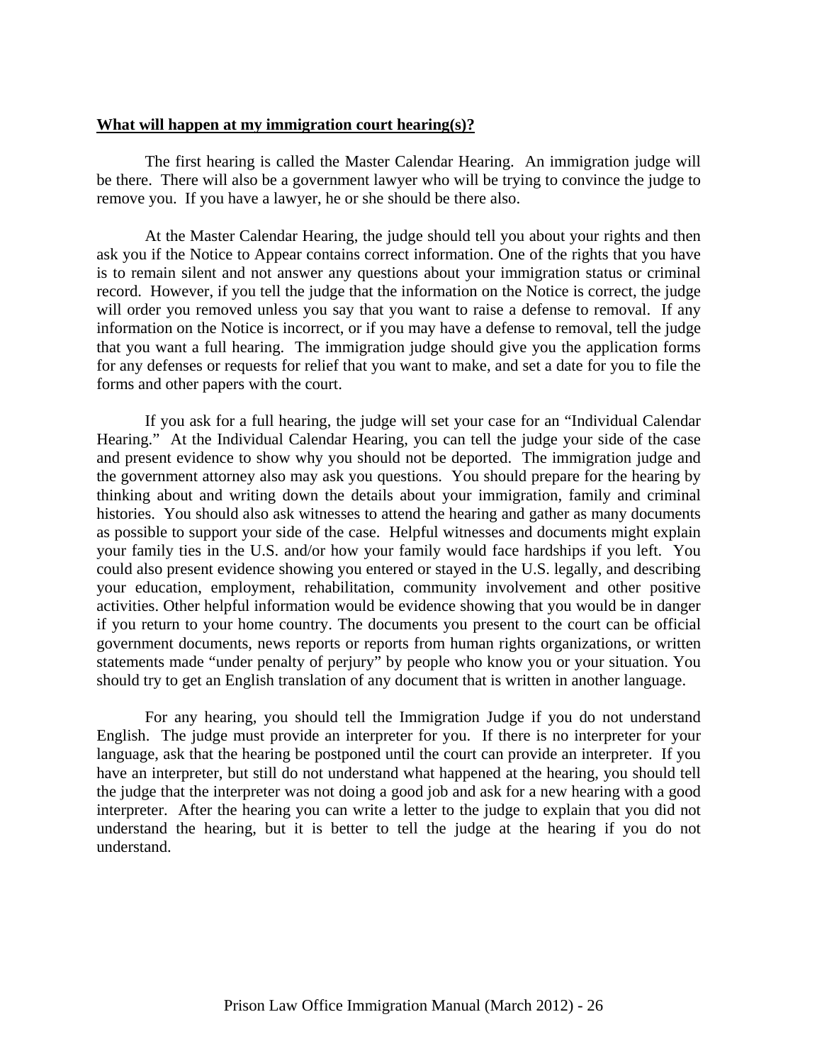**What will happen at my immigration court hearing(s)?**

The first hearing is called the Master Calendar Hearing. An immigration judge will be there. There will also be a government lawyer who will be trying to convince the judge to remove you. If you have a lawyer, he or she should be there also.

At the Master Calendar Hearing, the judge should tell you about your rights and then ask you if the Notice to Appear contains correct information. One of the rights that you have is to remain silent and not answer any questions about your immigration status or criminal record. However, if you tell the judge that the information on the Notice is correct, the judge will order you removed unless you say that you want to raise a defense to removal. If any information on the Notice is incorrect, or if you may have a defense to removal, tell the judge that you want a full hearing. The immigration judge should give you the application forms for any defenses or requests for relief that you want to make, and set a date for you to file the forms and other papers with the court.

If you ask for a full hearing, the judge will set your case for an "Individual Calendar Hearing." At the Individual Calendar Hearing, you can tell the judge your side of the case and present evidence to show why you should not be deported. The immigration judge and the government attorney also may ask you questions. You should prepare for the hearing by thinking about and writing down the details about your immigration, family and criminal histories. You should also ask witnesses to attend the hearing and gather as many documents as possible to support your side of the case. Helpful witnesses and documents might explain your family ties in the U.S. and/or how your family would face hardships if you left. You could also present evidence showing you entered or stayed in the U.S. legally, and describing your education, employment, rehabilitation, community involvement and other positive activities. Other helpful information would be evidence showing that you would be in danger if you return to your home country. The documents you present to the court can be official government documents, news reports or reports from human rights organizations, or written statements made "under penalty of perjury" by people who know you or your situation. You should try to get an English translation of any document that is written in another language.

For any hearing, you should tell the Immigration Judge if you do not understand English. The judge must provide an interpreter for you. If there is no interpreter for your language, ask that the hearing be postponed until the court can provide an interpreter. If you have an interpreter, but still do not understand what happened at the hearing, you should tell the judge that the interpreter was not doing a good job and ask for a new hearing with a good interpreter. After the hearing you can write a letter to the judge to explain that you did not understand the hearing, but it is better to tell the judge at the hearing if you do not understand.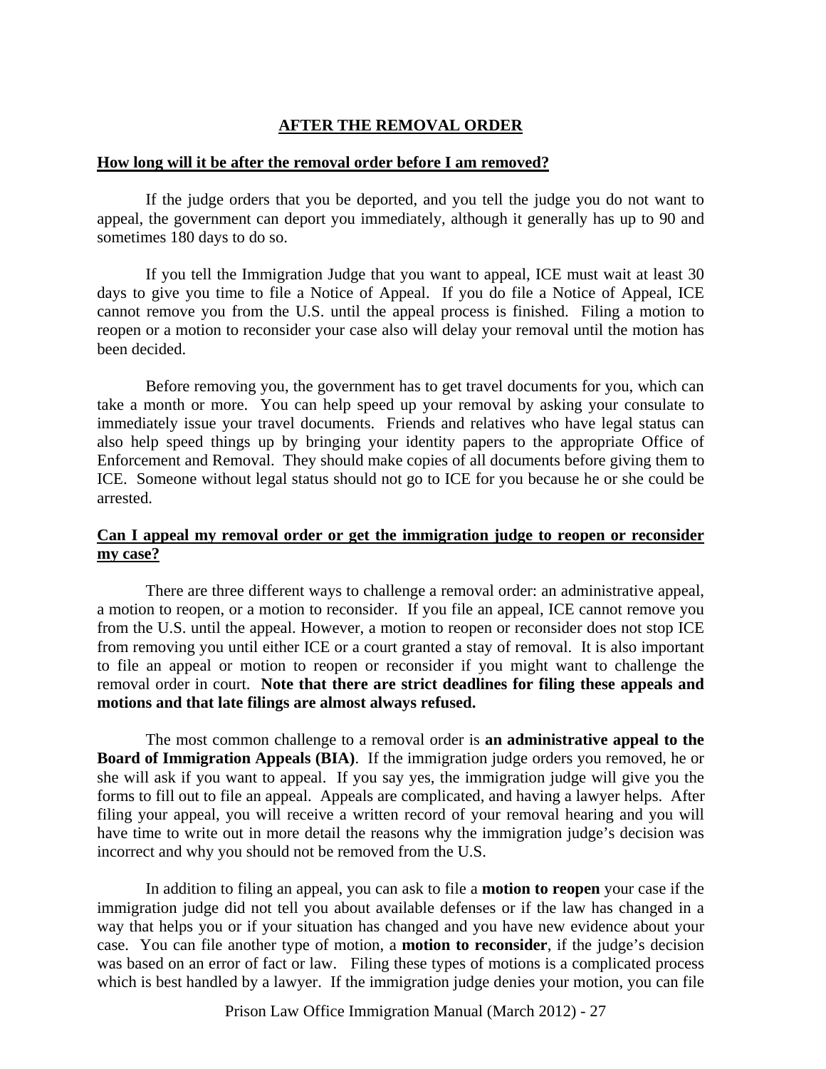## AFTER THE REMOVAL ORDER

**How long will it be after the removal order before I am removed?**

If the judge orders that you be deported, and you tell the judge you do not want to appeal, the government can deport you immediately, although it generally has up to 90 and sometimes 180 days to do so.

If you tell the Immigration Judge that you want to appeal, ICE must wait at least 30 days to give you time to file a Notice of Appeal. If you do file a Notice of Appeal, ICE cannot remove you from the U.S. until the appeal process is finished. Filing a motion to reopen or a motion to reconsider your case also will delay your removal until the motion has been decided.

Before removing you, the government has to get travel documents for you, which can take a month or more. You can help speed up your removal by asking your consulate to immediately issue your travel documents. Friends and relatives who have legal status can also help speed things up by bringing your identity papers to the appropriate Office of Enforcement and Removal. They should make copies of all documents before giving them to ICE. Someone without legal status should not go to ICE for you because he or she could be arrested.

**Can I appeal my removal order or get the immigration judge to reopen or reconsider my case?**

There are three different ways to challenge a removal order: an administrative appeal, a motion to reopen, or a motion to reconsider. If you file an appeal, ICE cannot remove you from the U.S. until the appeal. However, a motion to reopen or reconsider does not stop ICE from removing you until either ICE or a court granted a stay of removal. It is also important to file an appeal or motion to reopen or reconsider if you might want to challenge the removal order in court. **Note that there are strict deadlines for filing these appeals and motions and that late filings are almost always refused.**

The most common challenge to a removal order is **an administrative appeal to the Board of Immigration Appeals (BIA)**. If the immigration judge orders you removed, he or she will ask if you want to appeal. If you say yes, the immigration judge will give you the forms to fill out to file an appeal. Appeals are complicated, and having a lawyer helps. After filing your appeal, you will receive a written record of your removal hearing and you will have time to write out in more detail the reasons why the immigration judge's decision was incorrect and why you should not be removed from the U.S.

In addition to filing an appeal, you can ask to file a **motion to reopen** your case if the immigration judge did not tell you about available defenses or if the law has changed in a way that helps you or if your situation has changed and you have new evidence about your case. You can file another type of motion, a **motion to reconsider**, if the judge's decision was based on an error of fact or law. Filing these types of motions is a complicated process which is best handled by a lawyer. If the immigration judge denies your motion, you can file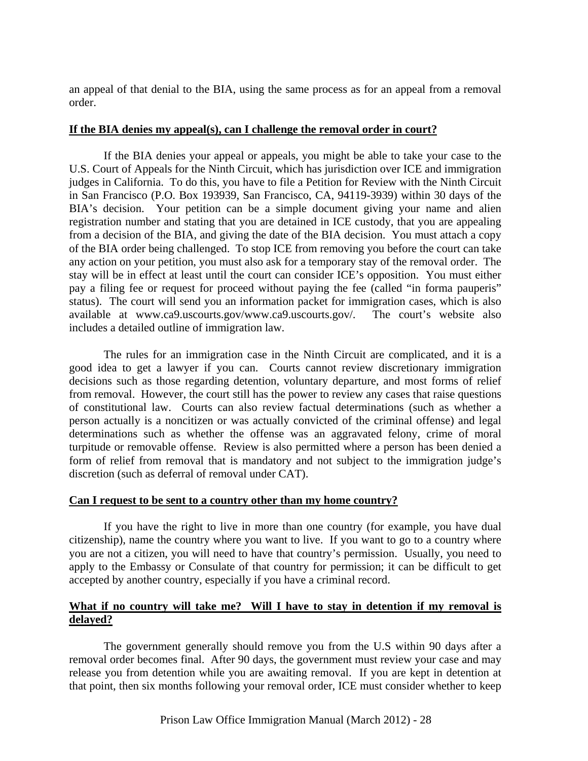an appeal of that denial to the BIA, using the same process as for an appeal from a removal order.

**If the BIA denies my appeal(s), can I challenge the removal order in court?**

If the BIA denies your appeal or appeals, you might be able to take your case to the U.S. Court of Appeals for the Ninth Circuit, which has jurisdiction over ICE and immigration judges in California. To do this, you have to file a Petition for Review with the Ninth Circuit in San Francisco (P.O. Box 193939, San Francisco, CA, 94119-3939) within 30 days of the BIA's decision. Your petition can be a simple document giving your name and alien registration number and stating that you are detained in ICE custody, that you are appealing from a decision of the BIA, and giving the date of the BIA decision. You must attach a copy of the BIA order being challenged. To stop ICE from removing you before the court can take any action on your petition, you must also ask for a temporary stay of the removal order. The stay will be in effect at least until the court can consider ICE's opposition. You must either pay a filing fee or request for proceed without paying the fee (called "in forma pauperis" status). The court will send you an information packet for immigration cases, which is also available at www.ca9.uscourts.gov/www.ca9.uscourts.gov/. The court's website also includes a detailed outline of immigration law.

The rules for an immigration case in the Ninth Circuit are complicated, and it is a good idea to get a lawyer if you can. Courts cannot review discretionary immigration decisions such as those regarding detention, voluntary departure, and most forms of relief from removal. However, the court still has the power to review any cases that raise questions of constitutional law. Courts can also review factual determinations (such as whether a person actually is a noncitizen or was actually convicted of the criminal offense) and legal determinations such as whether the offense was an aggravated felony, crime of moral turpitude or removable offense. Review is also permitted where a person has been denied a form of relief from removal that is mandatory and not subject to the immigration judge's discretion (such as deferral of removal under CAT).

**Can I request to be sent to a country other than my home country?**

If you have the right to live in more than one country (for example, you have dual citizenship), name the country where you want to live. If you want to go to a country where you are not a citizen, you will need to have that country's permission. Usually, you need to apply to the Embassy or Consulate of that country for permission; it can be difficult to get accepted by another country, especially if you have a criminal record.

**What if no country will take me? Will I have to stay in detention if my removal is delayed?**

The government generally should remove you from the U.S within 90 days after a removal order becomes final. After 90 days, the government must review your case and may release you from detention while you are awaiting removal. If you are kept in detention at that point, then six months following your removal order, ICE must consider whether to keep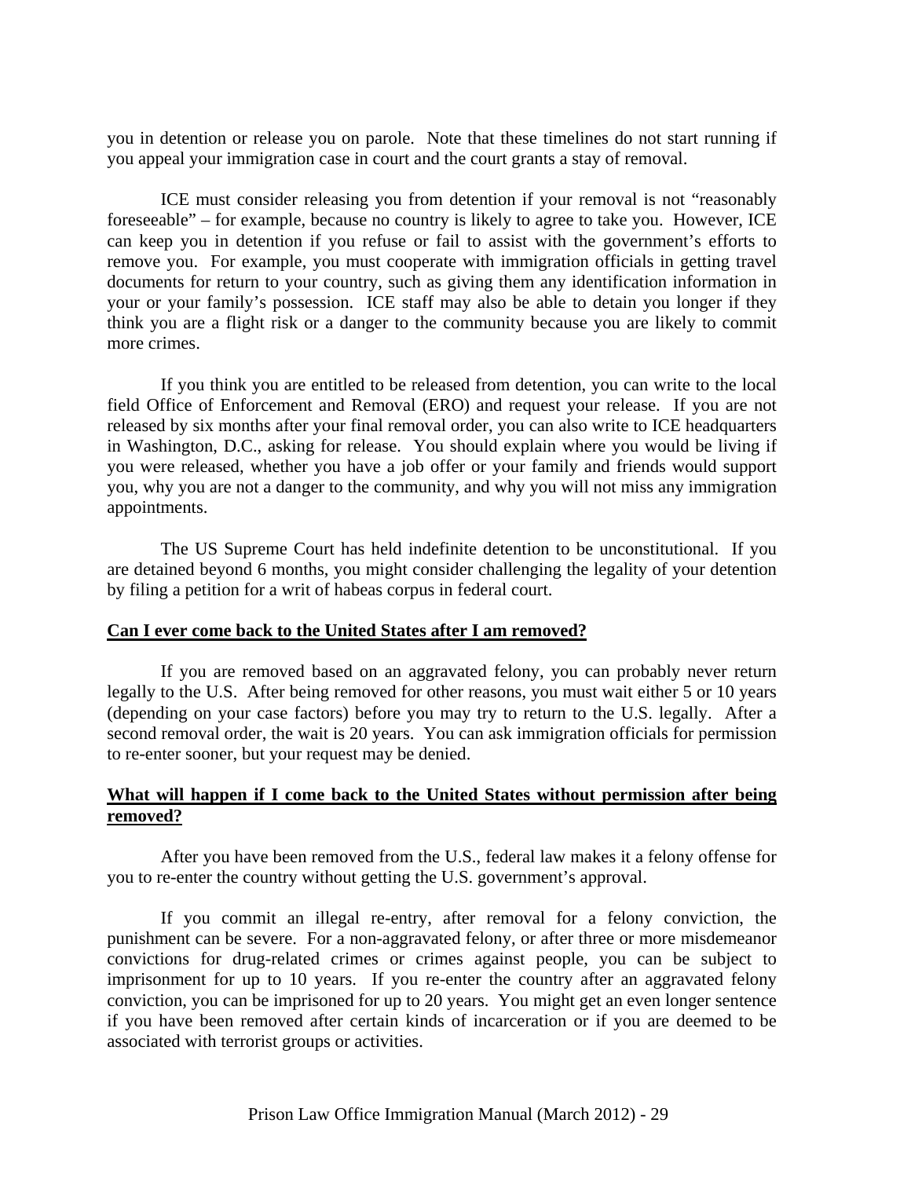you in detention or release you on parole. Note that these timelines do not start running if you appeal your immigration case in court and the court grants a stay of removal.

ICE must consider releasing you from detention if your removal is not "reasonably foreseeable" – for example, because no country is likely to agree to take you. However, ICE can keep you in detention if you refuse or fail to assist with the government's efforts to remove you. For example, you must cooperate with immigration officials in getting travel documents for return to your country, such as giving them any identification information in your or your family's possession. ICE staff may also be able to detain you longer if they think you are a flight risk or a danger to the community because you are likely to commit more crimes.

If you think you are entitled to be released from detention, you can write to the local field Office of Enforcement and Removal (ERO) and request your release. If you are not released by six months after your final removal order, you can also write to ICE headquarters in Washington, D.C., asking for release. You should explain where you would be living if you were released, whether you have a job offer or your family and friends would support you, why you are not a danger to the community, and why you will not miss any immigration appointments.

The US Supreme Court has held indefinite detention to be unconstitutional. If you are detained beyond 6 months, you might consider challenging the legality of your detention by filing a petition for a writ of habeas corpus in federal court.

**Can I ever come back to the United States after I am removed?**

If you are removed based on an aggravated felony, you can probably never return legally to the U.S. After being removed for other reasons, you must wait either 5 or 10 years (depending on your case factors) before you may try to return to the U.S. legally. After a second removal order, the wait is 20 years. You can ask immigration officials for permission to re-enter sooner, but your request may be denied.

**What will happen if I come back to the United States without permission after being removed?**

After you have been removed from the U.S., federal law makes it a felony offense for you to re-enter the country without getting the U.S. government's approval.

If you commit an illegal re-entry, after removal for a felony conviction, the punishment can be severe. For a non-aggravated felony, or after three or more misdemeanor convictions for drug-related crimes or crimes against people, you can be subject to imprisonment for up to 10 years. If you re-enter the country after an aggravated felony conviction, you can be imprisoned for up to 20 years. You might get an even longer sentence if you have been removed after certain kinds of incarceration or if you are deemed to be associated with terrorist groups or activities.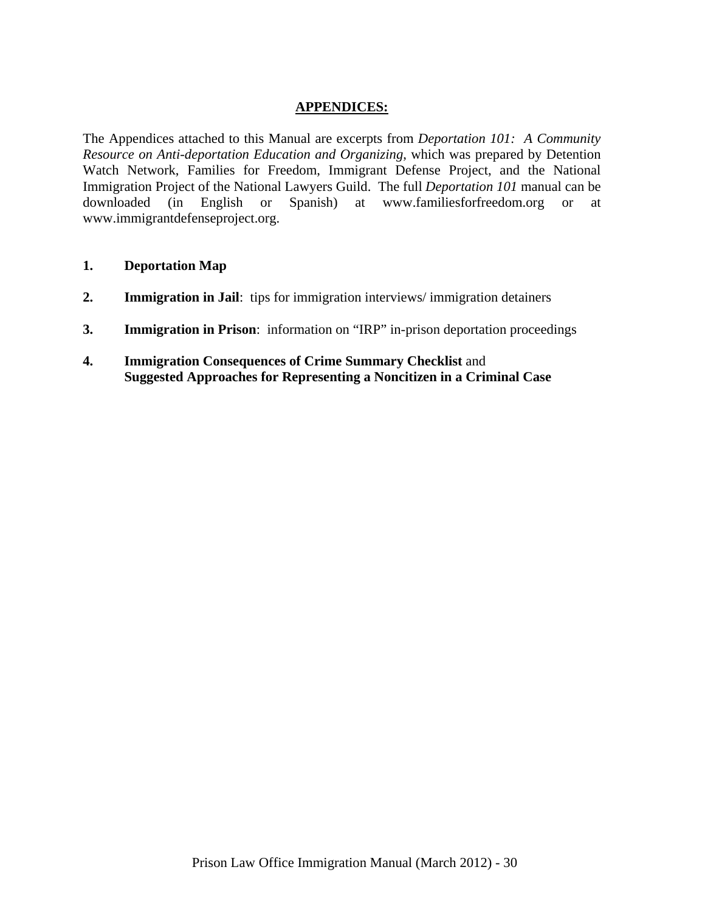## APPENDICES:

The Appendices attached to this Manual are excerpts from *Deportation 101: A Community Resource on Anti-deportation Education and Organizing*, which was prepared by Detention Watch Network, Families for Freedom, Immigrant Defense Project, and the National Immigration Project of the National Lawyers Guild. The full *Deportation 101* manual can be downloaded (in English or Spanish) at www.familiesforfreedom.org or at www.immigrantdefenseproject.org.

1. **Deportation Map**
2. **Immigration in Jail**: tips for immigration interviews/ immigration detainers
3. **Immigration in Prison**: information on "IRP" in-prison deportation proceedings
4. **Immigration Consequences of Crime Summary Checklist** and **Suggested Approaches for Representing a Noncitizen in a Criminal Case**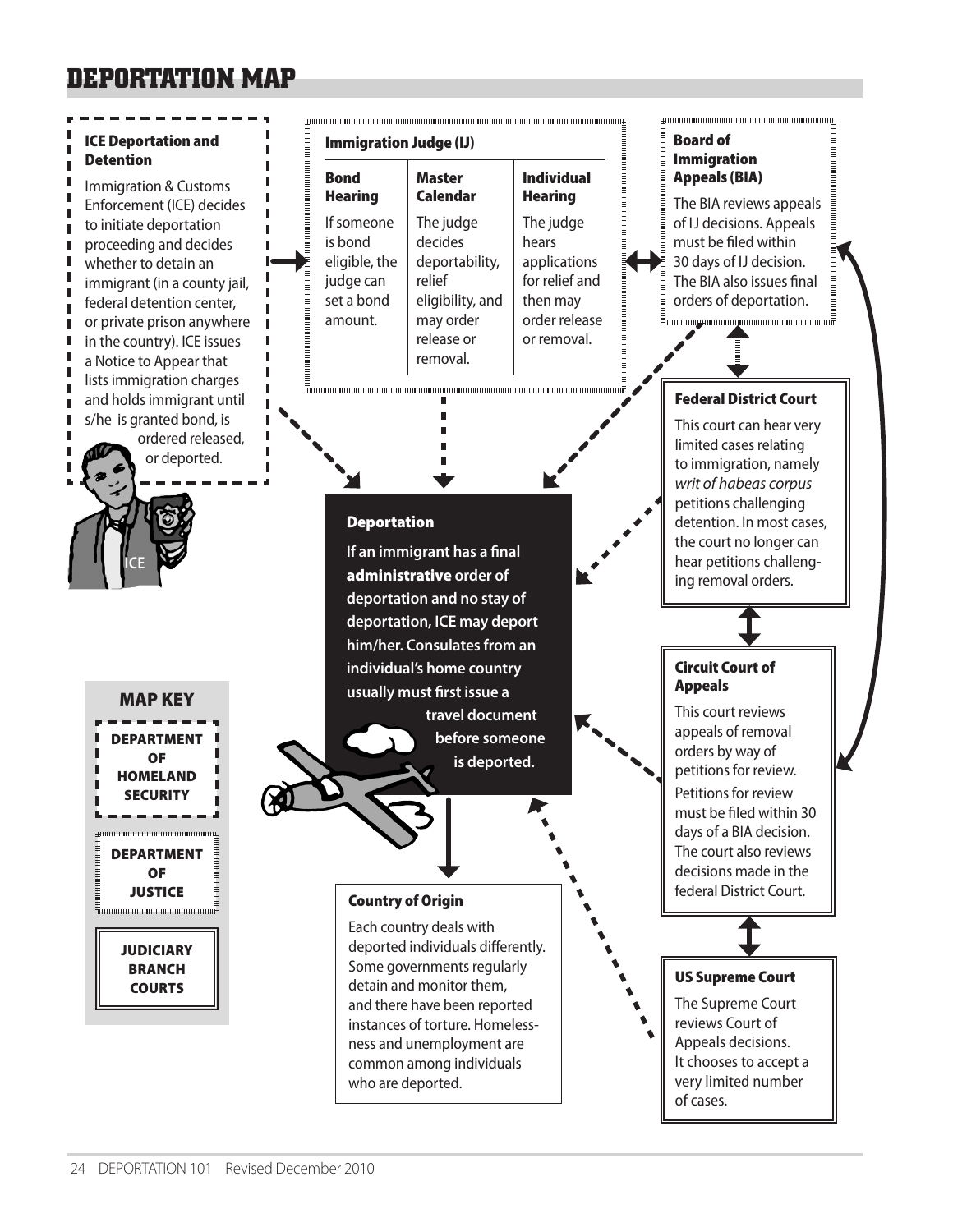# DEPORTATION MAP

### ICE Deportation and Detention

Immigration & Customs Enforcement (ICE) decides to initiate deportation proceeding and decides whether to detain an immigrant (in a county jail, federal detention center, or private prison anywhere in the country). ICE issues a Notice to Appear that lists immigration charges and holds immigrant until s/he is granted bond, is ordered released, or deported.

ICE

### Immigration Judge (IJ)

| Bond Hearing | Master Calendar | Individual Hearing |
|---|---|---|
| If someone is bond eligible, the judge can set a bond amount. | The judge decides deportability, relief eligibility, and may order release or removal. | The judge hears applications for relief and then may order release or removal. |

### Board of Immigration Appeals (BIA)

The BIA reviews appeals of IJ decisions. Appeals must be filed within 30 days of IJ decision. The BIA also issues final orders of deportation.

### Federal District Court

This court can hear very limited cases relating to immigration, namely *writ of habeas corpus* petitions challenging detention. In most cases, the court no longer can hear petitions challenging removal orders.

### Deportation

**If an immigrant has a final administrative order of deportation and no stay of deportation, ICE may deport him/her. Consulates from an individual's home country usually must first issue a travel document before someone is deported.**

### Circuit Court of Appeals

This court reviews appeals of removal orders by way of petitions for review. Petitions for review must be filed within 30 days of a BIA decision. The court also reviews decisions made in the federal District Court.

### Country of Origin

Each country deals with deported individuals differently. Some governments regularly detain and monitor them, and there have been reported instances of torture. Homelessness and unemployment are common among individuals who are deported.

### US Supreme Court

The Supreme Court reviews Court of Appeals decisions. It chooses to accept a very limited number of cases.

### MAP KEY

- DEPARTMENT OF HOMELAND SECURITY
- DEPARTMENT OF JUSTICE
- JUDICIARY BRANCH COURTS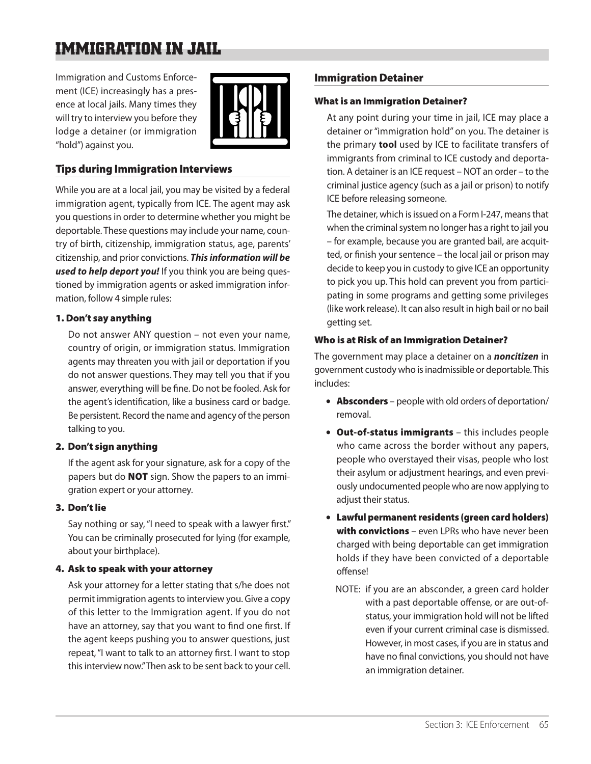# IMMIGRATION IN JAIL

Immigration and Customs Enforcement (ICE) increasingly has a presence at local jails. Many times they will try to interview you before they lodge a detainer (or immigration "hold") against you.

## Tips during Immigration Interviews

While you are at a local jail, you may be visited by a federal immigration agent, typically from ICE. The agent may ask you questions in order to determine whether you might be deportable. These questions may include your name, country of birth, citizenship, immigration status, age, parents' citizenship, and prior convictions. ***This information will be used to help deport you!*** If you think you are being questioned by immigration agents or asked immigration information, follow 4 simple rules:

### 1. Don't say anything

Do not answer ANY question – not even your name, country of origin, or immigration status. Immigration agents may threaten you with jail or deportation if you do not answer questions. They may tell you that if you answer, everything will be fine. Do not be fooled. Ask for the agent's identification, like a business card or badge. Be persistent. Record the name and agency of the person talking to you.

### 2. Don't sign anything

If the agent ask for your signature, ask for a copy of the papers but do **NOT** sign. Show the papers to an immigration expert or your attorney.

### 3. Don't lie

Say nothing or say, "I need to speak with a lawyer first." You can be criminally prosecuted for lying (for example, about your birthplace).

### 4. Ask to speak with your attorney

Ask your attorney for a letter stating that s/he does not permit immigration agents to interview you. Give a copy of this letter to the Immigration agent. If you do not have an attorney, say that you want to find one first. If the agent keeps pushing you to answer questions, just repeat, "I want to talk to an attorney first. I want to stop this interview now." Then ask to be sent back to your cell.

## Immigration Detainer

### What is an Immigration Detainer?

At any point during your time in jail, ICE may place a detainer or "immigration hold" on you. The detainer is the primary **tool** used by ICE to facilitate transfers of immigrants from criminal to ICE custody and deportation. A detainer is an ICE request – NOT an order – to the criminal justice agency (such as a jail or prison) to notify ICE before releasing someone.

The detainer, which is issued on a Form I-247, means that when the criminal system no longer has a right to jail you – for example, because you are granted bail, are acquitted, or finish your sentence – the local jail or prison may decide to keep you in custody to give ICE an opportunity to pick you up. This hold can prevent you from participating in some programs and getting some privileges (like work release). It can also result in high bail or no bail getting set.

### Who is at Risk of an Immigration Detainer?

The government may place a detainer on a ***noncitizen*** in government custody who is inadmissible or deportable. This includes:

- **Absconders** – people with old orders of deportation/removal.
- **Out-of-status immigrants** – this includes people who came across the border without any papers, people who overstayed their visas, people who lost their asylum or adjustment hearings, and even previously undocumented people who are now applying to adjust their status.
- **Lawful permanent residents (green card holders) with convictions** – even LPRs who have never been charged with being deportable can get immigration holds if they have been convicted of a deportable offense!

  NOTE: if you are an absconder, a green card holder with a past deportable offense, or are out-of-status, your immigration hold will not be lifted even if your current criminal case is dismissed. However, in most cases, if you are in status and have no final convictions, you should not have an immigration detainer.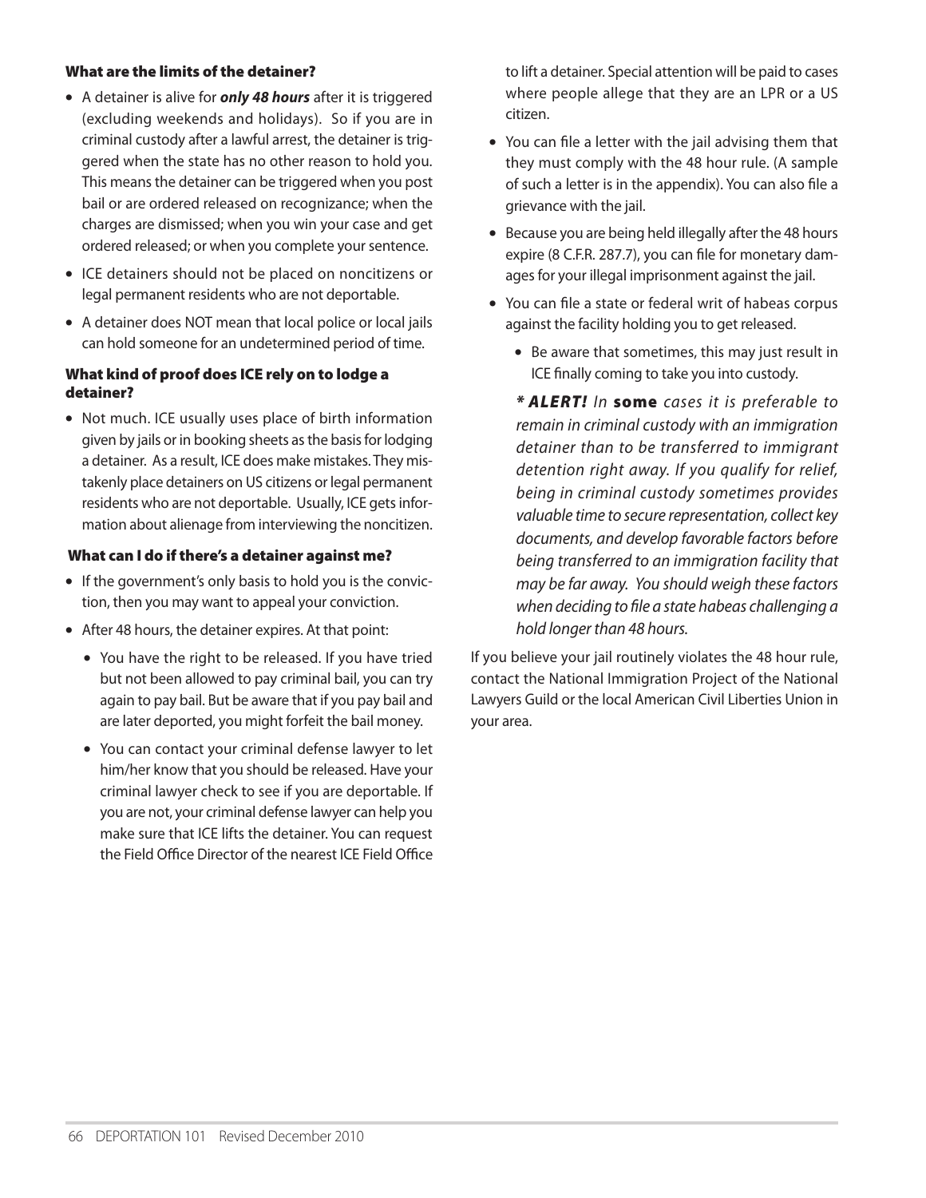### What are the limits of the detainer?

- A detainer is alive for ***only 48 hours*** after it is triggered (excluding weekends and holidays). So if you are in criminal custody after a lawful arrest, the detainer is triggered when the state has no other reason to hold you. This means the detainer can be triggered when you post bail or are ordered released on recognizance; when the charges are dismissed; when you win your case and get ordered released; or when you complete your sentence.
- ICE detainers should not be placed on noncitizens or legal permanent residents who are not deportable.
- A detainer does NOT mean that local police or local jails can hold someone for an undetermined period of time.

### What kind of proof does ICE rely on to lodge a detainer?

- Not much. ICE usually uses place of birth information given by jails or in booking sheets as the basis for lodging a detainer. As a result, ICE does make mistakes. They mistakenly place detainers on US citizens or legal permanent residents who are not deportable. Usually, ICE gets information about alienage from interviewing the noncitizen.

### What can I do if there's a detainer against me?

- If the government's only basis to hold you is the conviction, then you may want to appeal your conviction.
- After 48 hours, the detainer expires. At that point:
  - You have the right to be released. If you have tried but not been allowed to pay criminal bail, you can try again to pay bail. But be aware that if you pay bail and are later deported, you might forfeit the bail money.
  - You can contact your criminal defense lawyer to let him/her know that you should be released. Have your criminal lawyer check to see if you are deportable. If you are not, your criminal defense lawyer can help you make sure that ICE lifts the detainer. You can request the Field Office Director of the nearest ICE Field Office to lift a detainer. Special attention will be paid to cases where people allege that they are an LPR or a US citizen.
- You can file a letter with the jail advising them that they must comply with the 48 hour rule. (A sample of such a letter is in the appendix). You can also file a grievance with the jail.
- Because you are being held illegally after the 48 hours expire (8 C.F.R. 287.7), you can file for monetary damages for your illegal imprisonment against the jail.
- You can file a state or federal writ of habeas corpus against the facility holding you to get released.
  - Be aware that sometimes, this may just result in ICE finally coming to take you into custody.

  ***\* ALERT!*** *In* **some** *cases it is preferable to remain in criminal custody with an immigration detainer than to be transferred to immigrant detention right away. If you qualify for relief, being in criminal custody sometimes provides valuable time to secure representation, collect key documents, and develop favorable factors before being transferred to an immigration facility that may be far away. You should weigh these factors when deciding to file a state habeas challenging a hold longer than 48 hours.*

If you believe your jail routinely violates the 48 hour rule, contact the National Immigration Project of the National Lawyers Guild or the local American Civil Liberties Union in your area.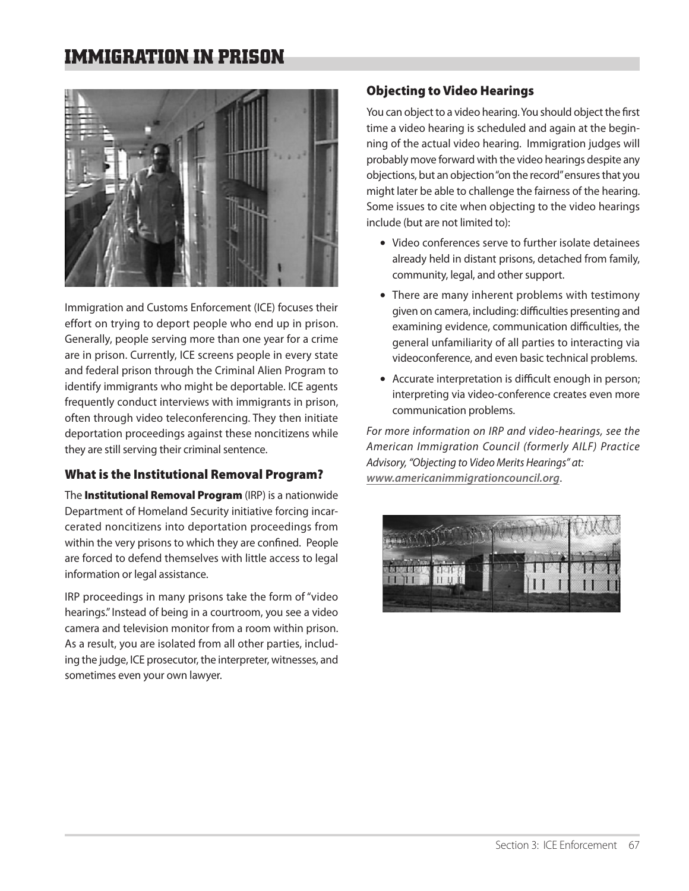# IMMIGRATION IN PRISON

Immigration and Customs Enforcement (ICE) focuses their effort on trying to deport people who end up in prison. Generally, people serving more than one year for a crime are in prison. Currently, ICE screens people in every state and federal prison through the Criminal Alien Program to identify immigrants who might be deportable. ICE agents frequently conduct interviews with immigrants in prison, often through video teleconferencing. They then initiate deportation proceedings against these noncitizens while they are still serving their criminal sentence.

## What is the Institutional Removal Program?

The **Institutional Removal Program** (IRP) is a nationwide Department of Homeland Security initiative forcing incarcerated noncitizens into deportation proceedings from within the very prisons to which they are confined. People are forced to defend themselves with little access to legal information or legal assistance.

IRP proceedings in many prisons take the form of "video hearings." Instead of being in a courtroom, you see a video camera and television monitor from a room within prison. As a result, you are isolated from all other parties, including the judge, ICE prosecutor, the interpreter, witnesses, and sometimes even your own lawyer.

## Objecting to Video Hearings

You can object to a video hearing. You should object the first time a video hearing is scheduled and again at the beginning of the actual video hearing. Immigration judges will probably move forward with the video hearings despite any objections, but an objection "on the record" ensures that you might later be able to challenge the fairness of the hearing. Some issues to cite when objecting to the video hearings include (but are not limited to):

- Video conferences serve to further isolate detainees already held in distant prisons, detached from family, community, legal, and other support.
- There are many inherent problems with testimony given on camera, including: difficulties presenting and examining evidence, communication difficulties, the general unfamiliarity of all parties to interacting via videoconference, and even basic technical problems.
- Accurate interpretation is difficult enough in person; interpreting via video-conference creates even more communication problems.

*For more information on IRP and video-hearings, see the American Immigration Council (formerly AILF) Practice Advisory, "Objecting to Video Merits Hearings" at:* ***www.americanimmigrationcouncil.org***.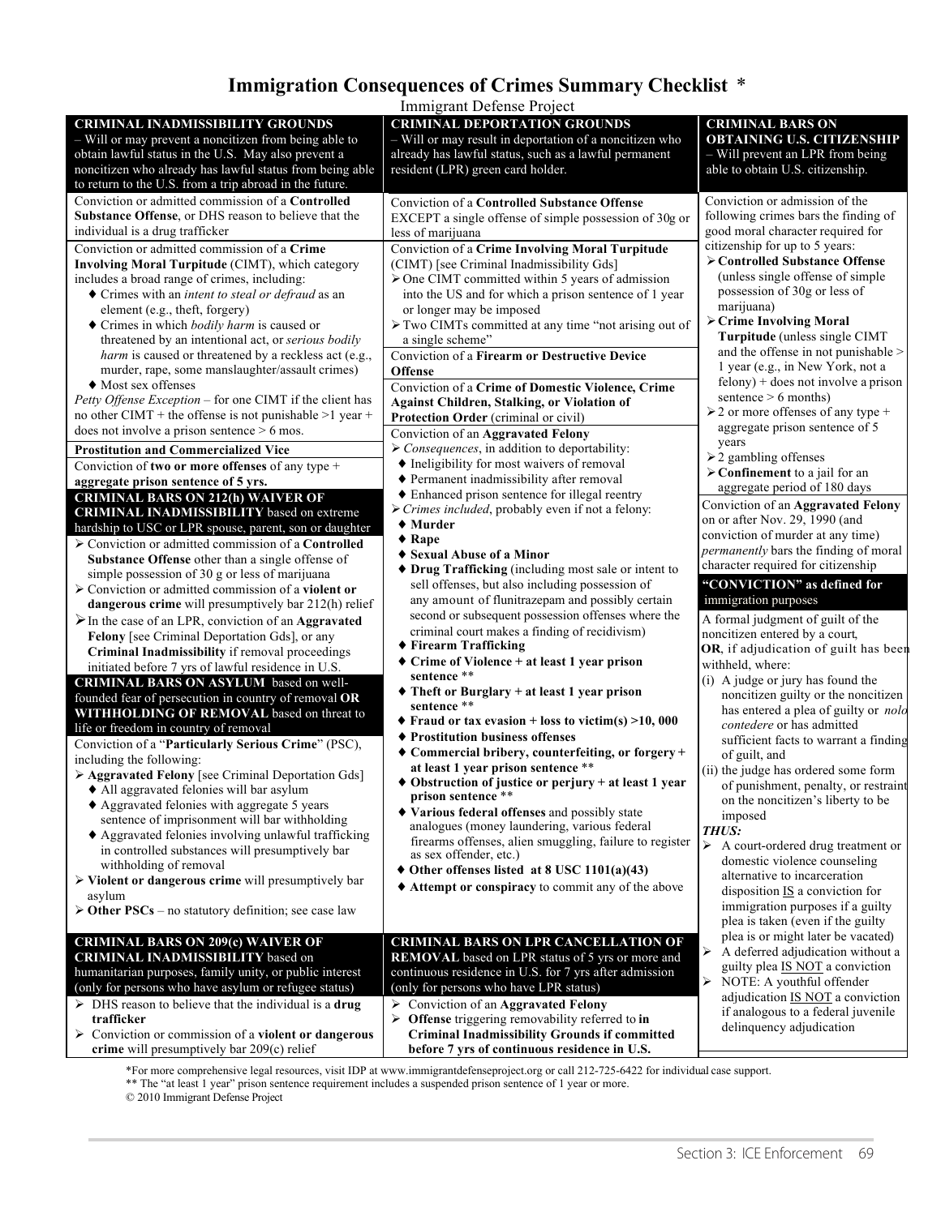# Immigration Consequences of Crimes Summary Checklist *

Immigrant Defense Project

## CRIMINAL INADMISSIBILITY GROUNDS

– Will or may prevent a noncitizen from being able to obtain lawful status in the U.S. May also prevent a noncitizen who already has lawful status from being able to return to the U.S. from a trip abroad in the future.

Conviction or admitted commission of a **Controlled Substance Offense**, or DHS reason to believe that the individual is a drug trafficker

Conviction or admitted commission of a **Crime Involving Moral Turpitude** (CIMT), which category includes a broad range of crimes, including:

- Crimes with an *intent to steal or defraud* as an element (e.g., theft, forgery)
- Crimes in which *bodily harm* is caused or threatened by an intentional act, or *serious bodily harm* is caused or threatened by a reckless act (e.g., murder, rape, some manslaughter/assault crimes)
- Most sex offenses

*Petty Offense Exception* – for one CIMT if the client has no other CIMT + the offense is not punishable >1 year + does not involve a prison sentence > 6 mos.

**Prostitution and Commercialized Vice**

Conviction of **two or more offenses** of any type + **aggregate prison sentence of 5 yrs.**

## CRIMINAL BARS ON 212(h) WAIVER OF CRIMINAL INADMISSIBILITY based on extreme hardship to USC or LPR spouse, parent, son or daughter

- Conviction or admitted commission of a **Controlled Substance Offense** other than a single offense of simple possession of 30 g or less of marijuana
- Conviction or admitted commission of a **violent or dangerous crime** will presumptively bar 212(h) relief
- In the case of an LPR, conviction of an **Aggravated Felony** [see Criminal Deportation Gds], or any **Criminal Inadmissibility** if removal proceedings initiated before 7 yrs of lawful residence in U.S.

## CRIMINAL BARS ON ASYLUM based on well-founded fear of persecution in country of removal OR WITHHOLDING OF REMOVAL based on threat to life or freedom in country of removal

Conviction of a "**Particularly Serious Crime**" (PSC), including the following:

- **Aggravated Felony** [see Criminal Deportation Gds]
  - All aggravated felonies will bar asylum
  - Aggravated felonies with aggregate 5 years sentence of imprisonment will bar withholding
  - Aggravated felonies involving unlawful trafficking in controlled substances will presumptively bar withholding of removal
- **Violent or dangerous crime** will presumptively bar asylum
- **Other PSCs** – no statutory definition; see case law

## CRIMINAL BARS ON 209(c) WAIVER OF CRIMINAL INADMISSIBILITY based on humanitarian purposes, family unity, or public interest (only for persons who have asylum or refugee status)

- DHS reason to believe that the individual is a **drug trafficker**
- Conviction or commission of a **violent or dangerous crime** will presumptively bar 209(c) relief

## CRIMINAL DEPORTATION GROUNDS

– Will or may result in deportation of a noncitizen who already has lawful status, such as a lawful permanent resident (LPR) green card holder.

Conviction of a **Controlled Substance Offense** EXCEPT a single offense of simple possession of 30g or less of marijuana

Conviction of a **Crime Involving Moral Turpitude** (CIMT) [see Criminal Inadmissibility Gds]

- One CIMT committed within 5 years of admission into the US and for which a prison sentence of 1 year or longer may be imposed
- Two CIMTs committed at any time "not arising out of a single scheme"

Conviction of a **Firearm or Destructive Device Offense**

Conviction of a **Crime of Domestic Violence, Crime Against Children, Stalking, or Violation of Protection Order** (criminal or civil)

Conviction of an **Aggravated Felony**

- *Consequences*, in addition to deportability:
  - Ineligibility for most waivers of removal
  - Permanent inadmissibility after removal
  - Enhanced prison sentence for illegal reentry
- *Crimes included*, probably even if not a felony:
  - **Murder**
  - **Rape**
  - **Sexual Abuse of a Minor**
  - **Drug Trafficking** (including most sale or intent to sell offenses, but also including possession of any amount of flunitrazepam and possibly certain second or subsequent possession offenses where the criminal court makes a finding of recidivism)
  - **Firearm Trafficking**
  - **Crime of Violence + at least 1 year prison sentence** **
  - **Theft or Burglary + at least 1 year prison sentence** **
  - **Fraud or tax evasion + loss to victim(s) >10, 000**
  - **Prostitution business offenses**
  - **Commercial bribery, counterfeiting, or forgery + at least 1 year prison sentence** **
  - **Obstruction of justice or perjury + at least 1 year prison sentence** **
  - **Various federal offenses** and possibly state analogues (money laundering, various federal firearms offenses, alien smuggling, failure to register as sex offender, etc.)
  - **Other offenses listed at 8 USC 1101(a)(43)**
  - **Attempt or conspiracy** to commit any of the above

## CRIMINAL BARS ON LPR CANCELLATION OF REMOVAL based on LPR status of 5 yrs or more and continuous residence in U.S. for 7 yrs after admission (only for persons who have LPR status)

- Conviction of an **Aggravated Felony**
- **Offense** triggering removability referred to **in Criminal Inadmissibility Grounds if committed before 7 yrs of continuous residence in U.S.**

## CRIMINAL BARS ON OBTAINING U.S. CITIZENSHIP

– Will prevent an LPR from being able to obtain U.S. citizenship.

Conviction or admission of the following crimes bars the finding of good moral character required for citizenship for up to 5 years:

- **Controlled Substance Offense** (unless single offense of simple possession of 30g or less of marijuana)
- **Crime Involving Moral Turpitude** (unless single CIMT and the offense in not punishable > 1 year (e.g., in New York, not a felony) + does not involve a prison sentence > 6 months)
- 2 or more offenses of any type + aggregate prison sentence of 5 years
- 2 gambling offenses
- **Confinement** to a jail for an aggregate period of 180 days

Conviction of an **Aggravated Felony** on or after Nov. 29, 1990 (and conviction of murder at any time) *permanently* bars the finding of moral character required for citizenship

## "CONVICTION" as defined for immigration purposes

A formal judgment of guilt of the noncitizen entered by a court, **OR**, if adjudication of guilt has been withheld, where:

(i) A judge or jury has found the noncitizen guilty or the noncitizen has entered a plea of guilty or *nolo contedere* or has admitted sufficient facts to warrant a finding of guilt, and

(ii) the judge has ordered some form of punishment, penalty, or restraint on the noncitizen's liberty to be imposed

***THUS:***

- A court-ordered drug treatment or domestic violence counseling alternative to incarceration disposition IS a conviction for immigration purposes if a guilty plea is taken (even if the guilty plea is or might later be vacated)
- A deferred adjudication without a guilty plea IS NOT a conviction
- NOTE: A youthful offender adjudication IS NOT a conviction if analogous to a federal juvenile delinquency adjudication

*For more comprehensive legal resources, visit IDP at www.immigrantdefenseproject.org or call 212-725-6422 for individual case support.

** The "at least 1 year" prison sentence requirement includes a suspended prison sentence of 1 year or more.

© 2010 Immigrant Defense Project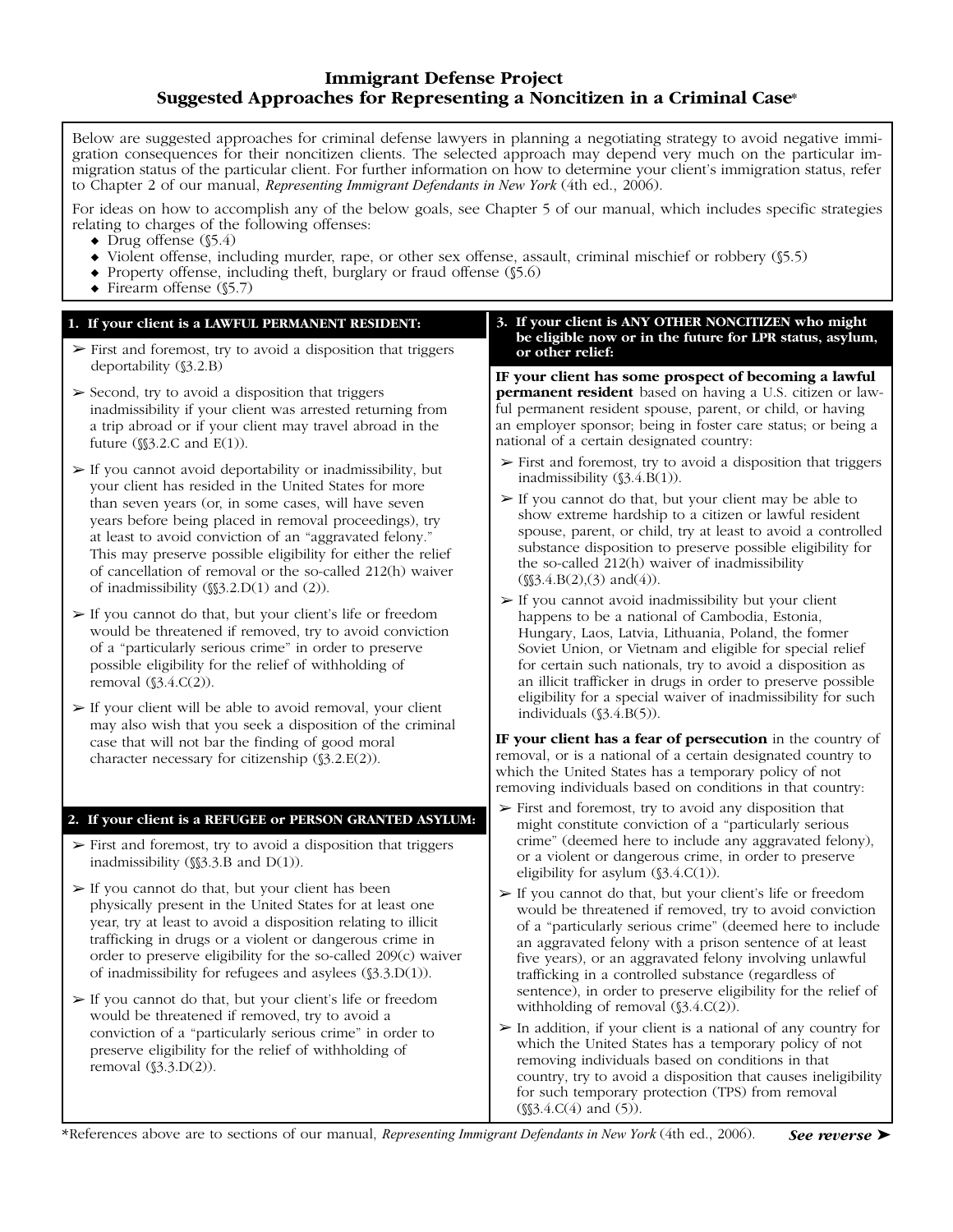# Immigrant Defense Project
## Suggested Approaches for Representing a Noncitizen in a Criminal Case*

Below are suggested approaches for criminal defense lawyers in planning a negotiating strategy to avoid negative immigration consequences for their noncitizen clients. The selected approach may depend very much on the particular immigration status of the particular client. For further information on how to determine your client's immigration status, refer to Chapter 2 of our manual, *Representing Immigrant Defendants in New York* (4th ed., 2006).

For ideas on how to accomplish any of the below goals, see Chapter 5 of our manual, which includes specific strategies relating to charges of the following offenses:

- Drug offense (§5.4)
- Violent offense, including murder, rape, or other sex offense, assault, criminal mischief or robbery (§5.5)
- Property offense, including theft, burglary or fraud offense (§5.6)
- Firearm offense (§5.7)

### 1. If your client is a LAWFUL PERMANENT RESIDENT:

- First and foremost, try to avoid a disposition that triggers deportability (§3.2.B)
- Second, try to avoid a disposition that triggers inadmissibility if your client was arrested returning from a trip abroad or if your client may travel abroad in the future (§§3.2.C and E(1)).
- If you cannot avoid deportability or inadmissibility, but your client has resided in the United States for more than seven years (or, in some cases, will have seven years before being placed in removal proceedings), try at least to avoid conviction of an "aggravated felony." This may preserve possible eligibility for either the relief of cancellation of removal or the so-called 212(h) waiver of inadmissibility (§§3.2.D(1) and (2)).
- If you cannot do that, but your client's life or freedom would be threatened if removed, try to avoid conviction of a "particularly serious crime" in order to preserve possible eligibility for the relief of withholding of removal (§3.4.C(2)).
- If your client will be able to avoid removal, your client may also wish that you seek a disposition of the criminal case that will not bar the finding of good moral character necessary for citizenship (§3.2.E(2)).

### 2. If your client is a REFUGEE or PERSON GRANTED ASYLUM:

- First and foremost, try to avoid a disposition that triggers inadmissibility (§§3.3.B and D(1)).
- If you cannot do that, but your client has been physically present in the United States for at least one year, try at least to avoid a disposition relating to illicit trafficking in drugs or a violent or dangerous crime in order to preserve eligibility for the so-called 209(c) waiver of inadmissibility for refugees and asylees (§3.3.D(1)).
- If you cannot do that, but your client's life or freedom would be threatened if removed, try to avoid a conviction of a "particularly serious crime" in order to preserve eligibility for the relief of withholding of removal (§3.3.D(2)).

### 3. If your client is ANY OTHER NONCITIZEN who might be eligible now or in the future for LPR status, asylum, or other relief:

**IF your client has some prospect of becoming a lawful permanent resident** based on having a U.S. citizen or lawful permanent resident spouse, parent, or child, or having an employer sponsor; being in foster care status; or being a national of a certain designated country:

- First and foremost, try to avoid a disposition that triggers inadmissibility (§3.4.B(1)).
- If you cannot do that, but your client may be able to show extreme hardship to a citizen or lawful resident spouse, parent, or child, try at least to avoid a controlled substance disposition to preserve possible eligibility for the so-called 212(h) waiver of inadmissibility (§§3.4.B(2),(3) and(4)).
- If you cannot avoid inadmissibility but your client happens to be a national of Cambodia, Estonia, Hungary, Laos, Latvia, Lithuania, Poland, the former Soviet Union, or Vietnam and eligible for special relief for certain such nationals, try to avoid a disposition as an illicit trafficker in drugs in order to preserve possible eligibility for a special waiver of inadmissibility for such individuals (§3.4.B(5)).

**IF your client has a fear of persecution** in the country of removal, or is a national of a certain designated country to which the United States has a temporary policy of not removing individuals based on conditions in that country:

- First and foremost, try to avoid any disposition that might constitute conviction of a "particularly serious crime" (deemed here to include any aggravated felony), or a violent or dangerous crime, in order to preserve eligibility for asylum (§3.4.C(1)).
- If you cannot do that, but your client's life or freedom would be threatened if removed, try to avoid conviction of a "particularly serious crime" (deemed here to include an aggravated felony with a prison sentence of at least five years), or an aggravated felony involving unlawful trafficking in a controlled substance (regardless of sentence), in order to preserve eligibility for the relief of withholding of removal (§3.4.C(2)).
- In addition, if your client is a national of any country for which the United States has a temporary policy of not removing individuals based on conditions in that country, try to avoid a disposition that causes ineligibility for such temporary protection (TPS) from removal (§§3.4.C(4) and (5)).

*References above are to sections of our manual, *Representing Immigrant Defendants in New York* (4th ed., 2006).

***See reverse ➤***